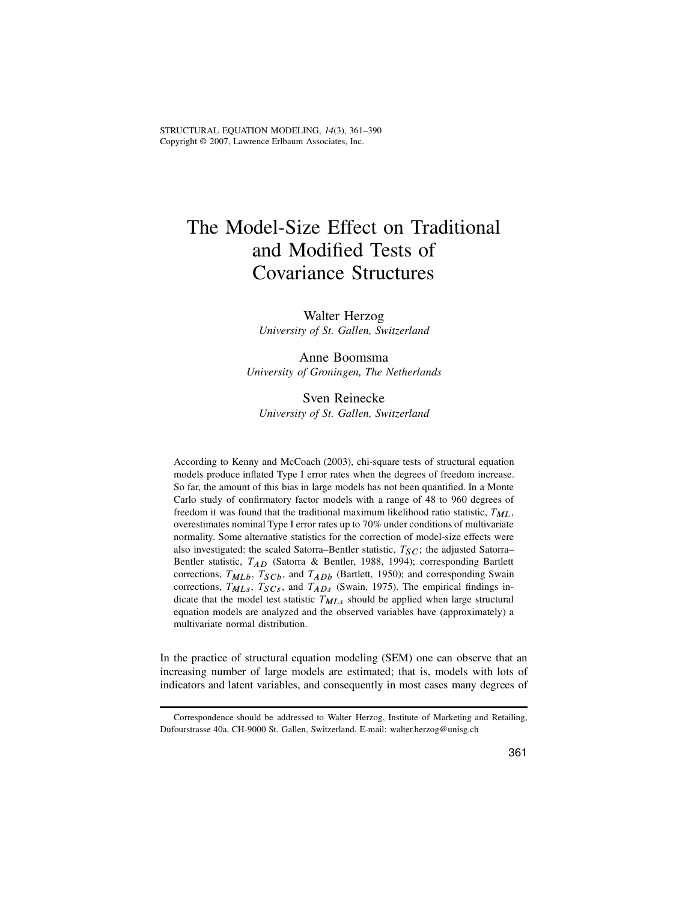# The Model-Size Effect on Traditional and Modified Tests of Covariance Structures

Walter Herzog
*University of St. Gallen, Switzerland*

Anne Boomsma
*University of Groningen, The Netherlands*

Sven Reinecke
*University of St. Gallen, Switzerland*

According to Kenny and McCoach (2003), chi-square tests of structural equation models produce inflated Type I error rates when the degrees of freedom increase. So far, the amount of this bias in large models has not been quantified. In a Monte Carlo study of confirmatory factor models with a range of 48 to 960 degrees of freedom it was found that the traditional maximum likelihood ratio statistic, $T_{ML}$, overestimates nominal Type I error rates up to 70% under conditions of multivariate normality. Some alternative statistics for the correction of model-size effects were also investigated: the scaled Satorra–Bentler statistic, $T_{SC}$; the adjusted Satorra–Bentler statistic, $T_{AD}$ (Satorra & Bentler, 1988, 1994); corresponding Bartlett corrections, $T_{MLb}$, $T_{SCb}$, and $T_{ADb}$ (Bartlett, 1950); and corresponding Swain corrections, $T_{MLs}$, $T_{SCs}$, and $T_{ADs}$ (Swain, 1975). The empirical findings indicate that the model test statistic $T_{MLs}$ should be applied when large structural equation models are analyzed and the observed variables have (approximately) a multivariate normal distribution.

In the practice of structural equation modeling (SEM) one can observe that an increasing number of large models are estimated; that is, models with lots of indicators and latent variables, and consequently in most cases many degrees of

Correspondence should be addressed to Walter Herzog, Institute of Marketing and Retailing, Dufourstrasse 40a, CH-9000 St. Gallen, Switzerland. E-mail: walter.herzog@unisg.ch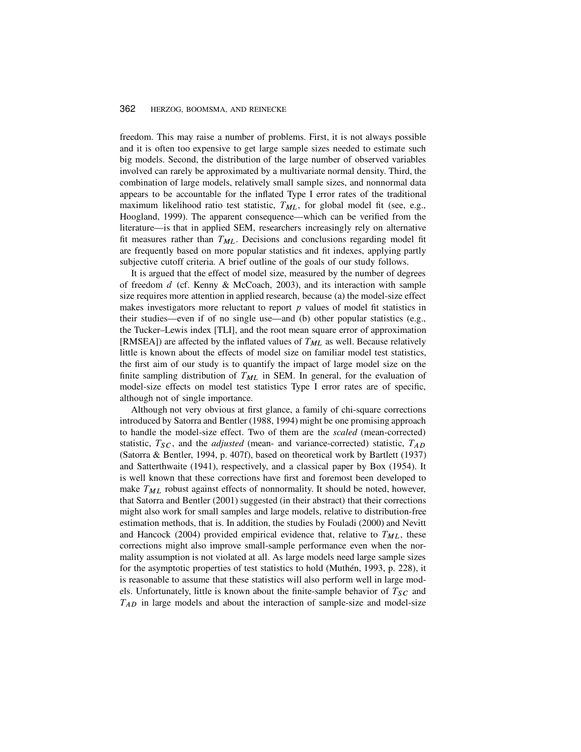freedom. This may raise a number of problems. First, it is not always possible and it is often too expensive to get large sample sizes needed to estimate such big models. Second, the distribution of the large number of observed variables involved can rarely be approximated by a multivariate normal density. Third, the combination of large models, relatively small sample sizes, and nonnormal data appears to be accountable for the inflated Type I error rates of the traditional maximum likelihood ratio test statistic, $T_{ML}$, for global model fit (see, e.g., Hoogland, 1999). The apparent consequence—which can be verified from the literature—is that in applied SEM, researchers increasingly rely on alternative fit measures rather than $T_{ML}$. Decisions and conclusions regarding model fit are frequently based on more popular statistics and fit indexes, applying partly subjective cutoff criteria. A brief outline of the goals of our study follows.

It is argued that the effect of model size, measured by the number of degrees of freedom $d$ (cf. Kenny & McCoach, 2003), and its interaction with sample size requires more attention in applied research, because (a) the model-size effect makes investigators more reluctant to report $p$ values of model fit statistics in their studies—even if of no single use—and (b) other popular statistics (e.g., the Tucker–Lewis index [TLI], and the root mean square error of approximation [RMSEA]) are affected by the inflated values of $T_{ML}$ as well. Because relatively little is known about the effects of model size on familiar model test statistics, the first aim of our study is to quantify the impact of large model size on the finite sampling distribution of $T_{ML}$ in SEM. In general, for the evaluation of model-size effects on model test statistics Type I error rates are of specific, although not of single importance.

Although not very obvious at first glance, a family of chi-square corrections introduced by Satorra and Bentler (1988, 1994) might be one promising approach to handle the model-size effect. Two of them are the *scaled* (mean-corrected) statistic, $T_{SC}$, and the *adjusted* (mean- and variance-corrected) statistic, $T_{AD}$ (Satorra & Bentler, 1994, p. 407f), based on theoretical work by Bartlett (1937) and Satterthwaite (1941), respectively, and a classical paper by Box (1954). It is well known that these corrections have first and foremost been developed to make $T_{ML}$ robust against effects of nonnormality. It should be noted, however, that Satorra and Bentler (2001) suggested (in their abstract) that their corrections might also work for small samples and large models, relative to distribution-free estimation methods, that is. In addition, the studies by Fouladi (2000) and Nevitt and Hancock (2004) provided empirical evidence that, relative to $T_{ML}$, these corrections might also improve small-sample performance even when the normality assumption is not violated at all. As large models need large sample sizes for the asymptotic properties of test statistics to hold (Muthén, 1993, p. 228), it is reasonable to assume that these statistics will also perform well in large models. Unfortunately, little is known about the finite-sample behavior of $T_{SC}$ and $T_{AD}$ in large models and about the interaction of sample-size and model-size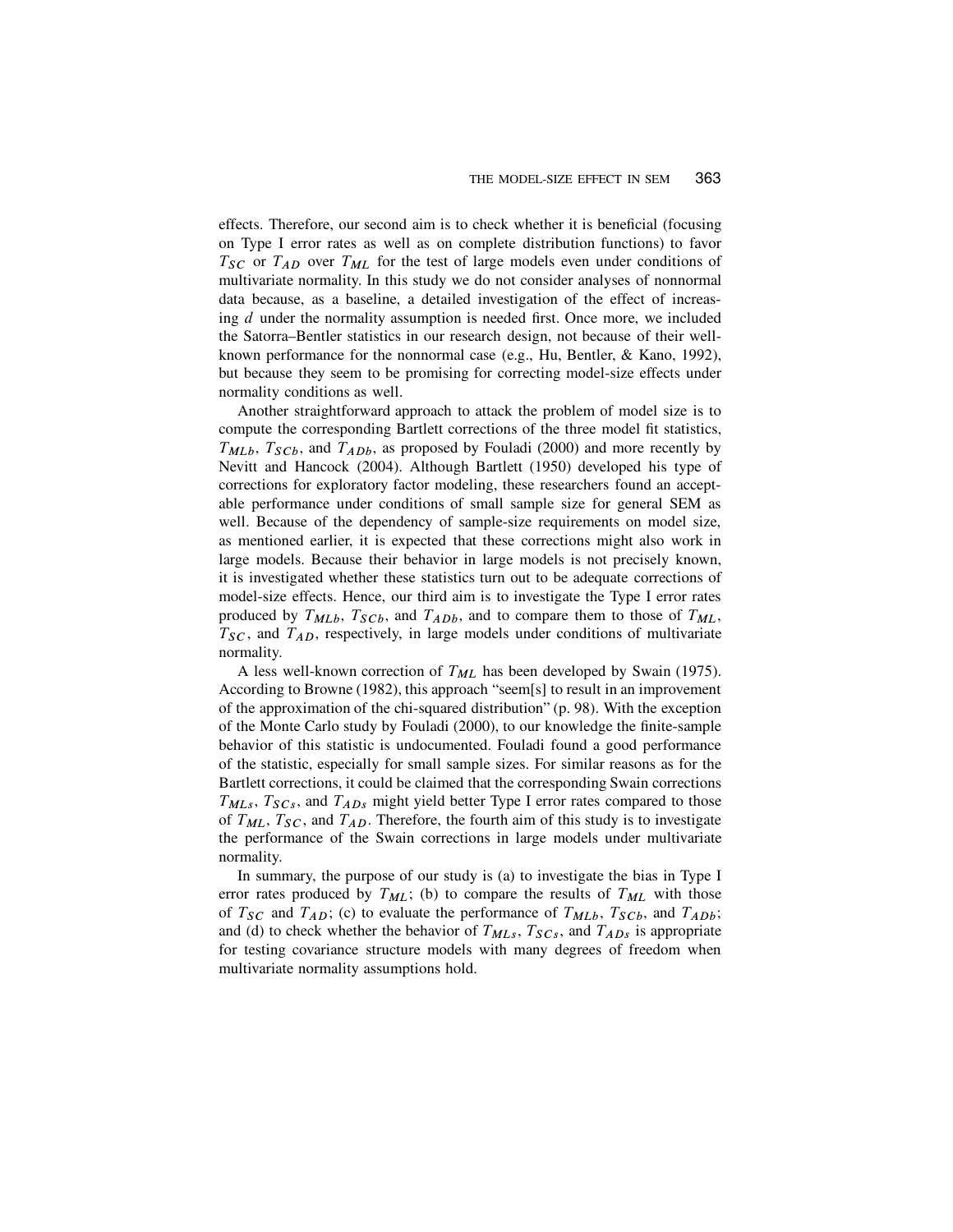effects. Therefore, our second aim is to check whether it is beneficial (focusing on Type I error rates as well as on complete distribution functions) to favor $T_{SC}$ or $T_{AD}$ over $T_{ML}$ for the test of large models even under conditions of multivariate normality. In this study we do not consider analyses of nonnormal data because, as a baseline, a detailed investigation of the effect of increasing $d$ under the normality assumption is needed first. Once more, we included the Satorra–Bentler statistics in our research design, not because of their well-known performance for the nonnormal case (e.g., Hu, Bentler, & Kano, 1992), but because they seem to be promising for correcting model-size effects under normality conditions as well.

Another straightforward approach to attack the problem of model size is to compute the corresponding Bartlett corrections of the three model fit statistics, $T_{MLb}$, $T_{SCb}$, and $T_{ADb}$, as proposed by Fouladi (2000) and more recently by Nevitt and Hancock (2004). Although Bartlett (1950) developed his type of corrections for exploratory factor modeling, these researchers found an acceptable performance under conditions of small sample size for general SEM as well. Because of the dependency of sample-size requirements on model size, as mentioned earlier, it is expected that these corrections might also work in large models. Because their behavior in large models is not precisely known, it is investigated whether these statistics turn out to be adequate corrections of model-size effects. Hence, our third aim is to investigate the Type I error rates produced by $T_{MLb}$, $T_{SCb}$, and $T_{ADb}$, and to compare them to those of $T_{ML}$, $T_{SC}$, and $T_{AD}$, respectively, in large models under conditions of multivariate normality.

A less well-known correction of $T_{ML}$ has been developed by Swain (1975). According to Browne (1982), this approach "seem[s] to result in an improvement of the approximation of the chi-squared distribution" (p. 98). With the exception of the Monte Carlo study by Fouladi (2000), to our knowledge the finite-sample behavior of this statistic is undocumented. Fouladi found a good performance of the statistic, especially for small sample sizes. For similar reasons as for the Bartlett corrections, it could be claimed that the corresponding Swain corrections $T_{MLs}$, $T_{SCs}$, and $T_{ADs}$ might yield better Type I error rates compared to those of $T_{ML}$, $T_{SC}$, and $T_{AD}$. Therefore, the fourth aim of this study is to investigate the performance of the Swain corrections in large models under multivariate normality.

In summary, the purpose of our study is (a) to investigate the bias in Type I error rates produced by $T_{ML}$; (b) to compare the results of $T_{ML}$ with those of $T_{SC}$ and $T_{AD}$; (c) to evaluate the performance of $T_{MLb}$, $T_{SCb}$, and $T_{ADb}$; and (d) to check whether the behavior of $T_{MLs}$, $T_{SCs}$, and $T_{ADs}$ is appropriate for testing covariance structure models with many degrees of freedom when multivariate normality assumptions hold.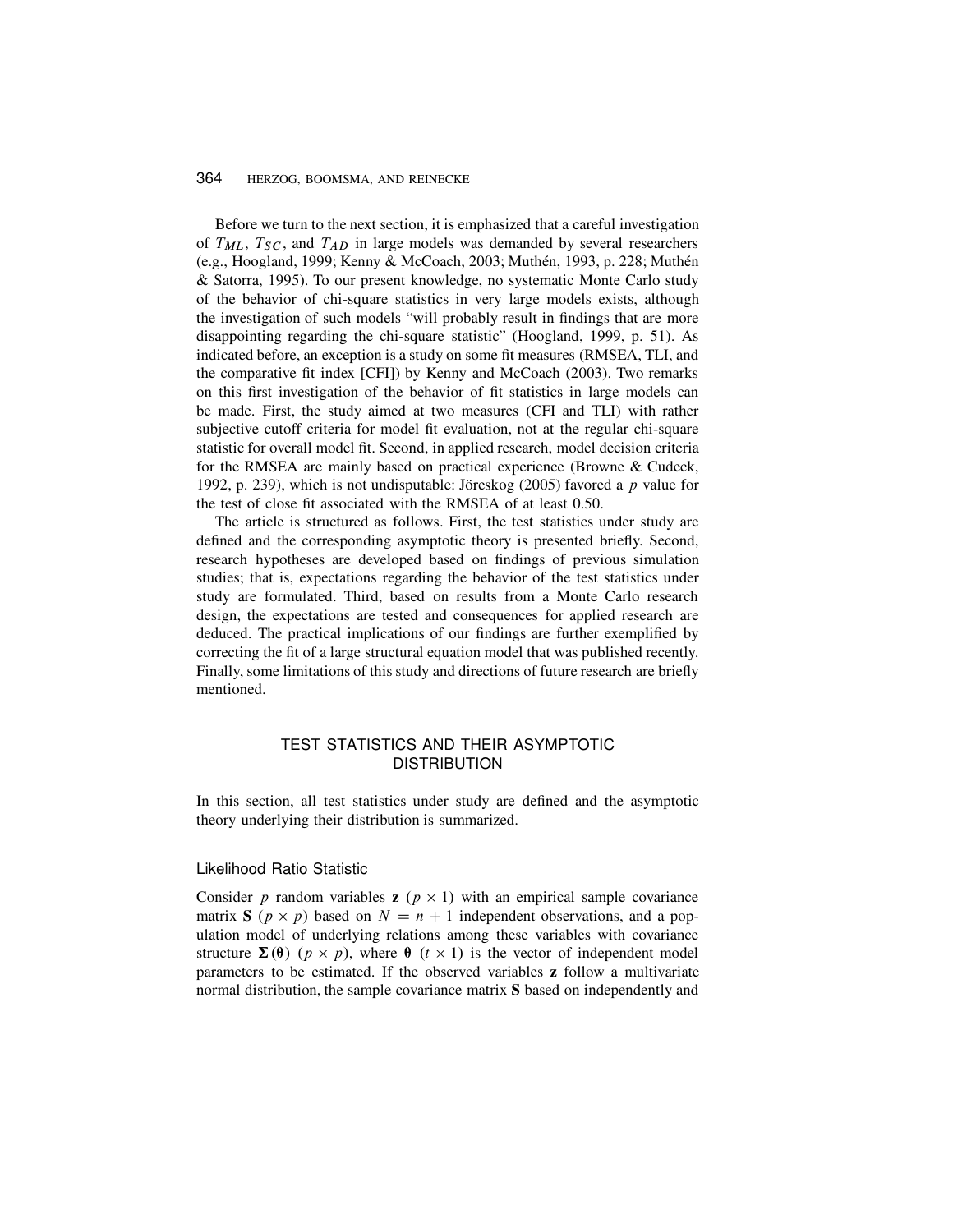Before we turn to the next section, it is emphasized that a careful investigation of $T_{ML}$, $T_{SC}$, and $T_{AD}$ in large models was demanded by several researchers (e.g., Hoogland, 1999; Kenny & McCoach, 2003; Muthén, 1993, p. 228; Muthén & Satorra, 1995). To our present knowledge, no systematic Monte Carlo study of the behavior of chi-square statistics in very large models exists, although the investigation of such models "will probably result in findings that are more disappointing regarding the chi-square statistic" (Hoogland, 1999, p. 51). As indicated before, an exception is a study on some fit measures (RMSEA, TLI, and the comparative fit index [CFI]) by Kenny and McCoach (2003). Two remarks on this first investigation of the behavior of fit statistics in large models can be made. First, the study aimed at two measures (CFI and TLI) with rather subjective cutoff criteria for model fit evaluation, not at the regular chi-square statistic for overall model fit. Second, in applied research, model decision criteria for the RMSEA are mainly based on practical experience (Browne & Cudeck, 1992, p. 239), which is not undisputable: Jöreskog (2005) favored a $p$ value for the test of close fit associated with the RMSEA of at least 0.50.

The article is structured as follows. First, the test statistics under study are defined and the corresponding asymptotic theory is presented briefly. Second, research hypotheses are developed based on findings of previous simulation studies; that is, expectations regarding the behavior of the test statistics under study are formulated. Third, based on results from a Monte Carlo research design, the expectations are tested and consequences for applied research are deduced. The practical implications of our findings are further exemplified by correcting the fit of a large structural equation model that was published recently. Finally, some limitations of this study and directions of future research are briefly mentioned.

## TEST STATISTICS AND THEIR ASYMPTOTIC DISTRIBUTION

In this section, all test statistics under study are defined and the asymptotic theory underlying their distribution is summarized.

### Likelihood Ratio Statistic

Consider $p$ random variables $\mathbf{z}$ $(p \times 1)$ with an empirical sample covariance matrix $\mathbf{S}$ $(p \times p)$ based on $N = n + 1$ independent observations, and a population model of underlying relations among these variables with covariance structure $\boldsymbol{\Sigma}(\boldsymbol{\theta})$ $(p \times p)$, where $\boldsymbol{\theta}$ $(t \times 1)$ is the vector of independent model parameters to be estimated. If the observed variables $\mathbf{z}$ follow a multivariate normal distribution, the sample covariance matrix $\mathbf{S}$ based on independently and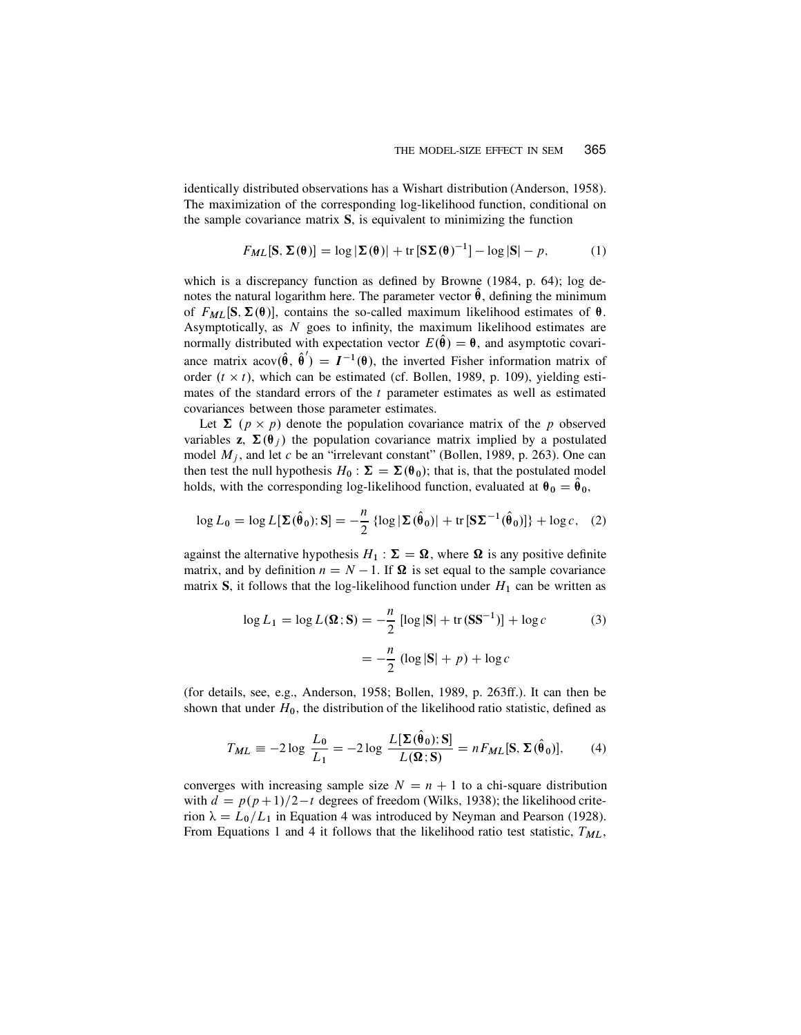identically distributed observations has a Wishart distribution (Anderson, 1958). The maximization of the corresponding log-likelihood function, conditional on the sample covariance matrix $\mathbf{S}$, is equivalent to minimizing the function

$$F_{ML}[\mathbf{S}, \mathbf{\Sigma}(\boldsymbol{\theta})] = \log |\mathbf{\Sigma}(\boldsymbol{\theta})| + \operatorname{tr}[\mathbf{S}\mathbf{\Sigma}(\boldsymbol{\theta})^{-1}] - \log |\mathbf{S}| - p, \quad (1)$$

which is a discrepancy function as defined by Browne (1984, p. 64); log denotes the natural logarithm here. The parameter vector $\hat{\boldsymbol{\theta}}$, defining the minimum of $F_{ML}[\mathbf{S}, \mathbf{\Sigma}(\boldsymbol{\theta})]$, contains the so-called maximum likelihood estimates of $\boldsymbol{\theta}$. Asymptotically, as $N$ goes to infinity, the maximum likelihood estimates are normally distributed with expectation vector $E(\hat{\boldsymbol{\theta}}) = \boldsymbol{\theta}$, and asymptotic covariance matrix $\operatorname{acov}(\hat{\boldsymbol{\theta}}, \hat{\boldsymbol{\theta}}') = \boldsymbol{I}^{-1}(\boldsymbol{\theta})$, the inverted Fisher information matrix of order $(t \times t)$, which can be estimated (cf. Bollen, 1989, p. 109), yielding estimates of the standard errors of the $t$ parameter estimates as well as estimated covariances between those parameter estimates.

Let $\mathbf{\Sigma}$ $(p \times p)$ denote the population covariance matrix of the $p$ observed variables $\mathbf{z}$, $\mathbf{\Sigma}(\boldsymbol{\theta}_j)$ the population covariance matrix implied by a postulated model $M_j$, and let $c$ be an "irrelevant constant" (Bollen, 1989, p. 263). One can then test the null hypothesis $H_0 : \mathbf{\Sigma} = \mathbf{\Sigma}(\boldsymbol{\theta}_0)$; that is, that the postulated model holds, with the corresponding log-likelihood function, evaluated at $\boldsymbol{\theta}_0 = \hat{\boldsymbol{\theta}}_0$,

$$\log L_0 = \log L[\mathbf{\Sigma}(\hat{\boldsymbol{\theta}}_0); \mathbf{S}] = -\frac{n}{2}\{\log |\mathbf{\Sigma}(\hat{\boldsymbol{\theta}}_0)| + \operatorname{tr}[\mathbf{S}\mathbf{\Sigma}^{-1}(\hat{\boldsymbol{\theta}}_0)]\} + \log c, \quad (2)$$

against the alternative hypothesis $H_1 : \mathbf{\Sigma} = \mathbf{\Omega}$, where $\mathbf{\Omega}$ is any positive definite matrix, and by definition $n = N - 1$. If $\mathbf{\Omega}$ is set equal to the sample covariance matrix $\mathbf{S}$, it follows that the log-likelihood function under $H_1$ can be written as

$$\log L_1 = \log L(\mathbf{\Omega}; \mathbf{S}) = -\frac{n}{2}[\log |\mathbf{S}| + \operatorname{tr}(\mathbf{S}\mathbf{S}^{-1})] + \log c \quad (3)$$

$$= -\frac{n}{2}(\log |\mathbf{S}| + p) + \log c$$

(for details, see, e.g., Anderson, 1958; Bollen, 1989, p. 263ff.). It can then be shown that under $H_0$, the distribution of the likelihood ratio statistic, defined as

$$T_{ML} \equiv -2 \log \frac{L_0}{L_1} = -2 \log \frac{L[\mathbf{\Sigma}(\hat{\boldsymbol{\theta}}_0); \mathbf{S}]}{L(\mathbf{\Omega}; \mathbf{S})} = nF_{ML}[\mathbf{S}, \mathbf{\Sigma}(\hat{\boldsymbol{\theta}}_0)], \quad (4)$$

converges with increasing sample size $N = n + 1$ to a chi-square distribution with $d = p(p+1)/2 - t$ degrees of freedom (Wilks, 1938); the likelihood criterion $\lambda = L_0/L_1$ in Equation 4 was introduced by Neyman and Pearson (1928). From Equations 1 and 4 it follows that the likelihood ratio test statistic, $T_{ML}$,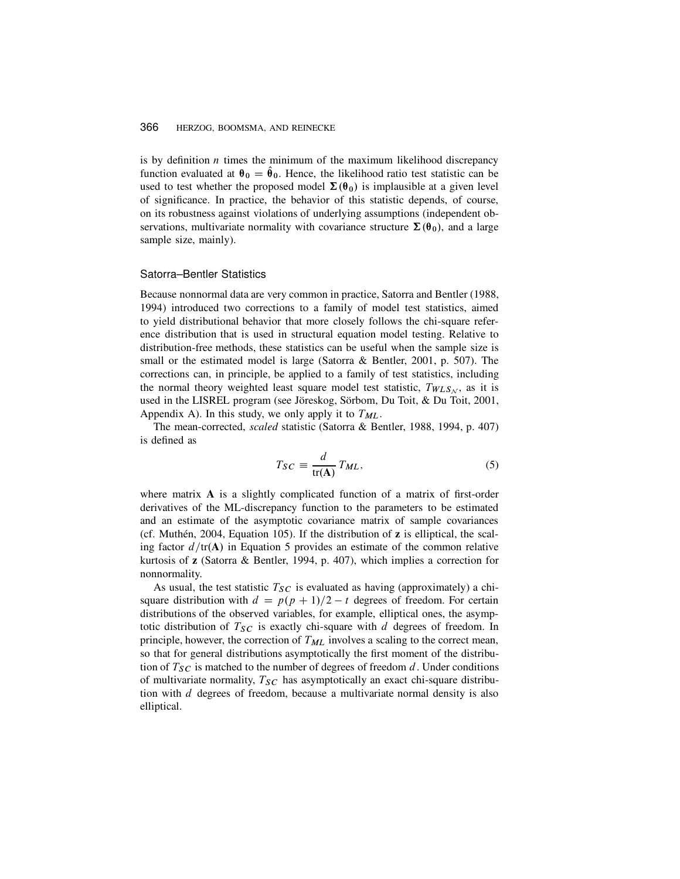is by definition $n$ times the minimum of the maximum likelihood discrepancy function evaluated at $\boldsymbol{\theta}_0 = \hat{\boldsymbol{\theta}}_0$. Hence, the likelihood ratio test statistic can be used to test whether the proposed model $\boldsymbol{\Sigma}(\boldsymbol{\theta}_0)$ is implausible at a given level of significance. In practice, the behavior of this statistic depends, of course, on its robustness against violations of underlying assumptions (independent observations, multivariate normality with covariance structure $\boldsymbol{\Sigma}(\boldsymbol{\theta}_0)$, and a large sample size, mainly).

## Satorra–Bentler Statistics

Because nonnormal data are very common in practice, Satorra and Bentler (1988, 1994) introduced two corrections to a family of model test statistics, aimed to yield distributional behavior that more closely follows the chi-square reference distribution that is used in structural equation model testing. Relative to distribution-free methods, these statistics can be useful when the sample size is small or the estimated model is large (Satorra & Bentler, 2001, p. 507). The corrections can, in principle, be applied to a family of test statistics, including the normal theory weighted least square model test statistic, $T_{WLS_{\mathcal{N}}}$, as it is used in the LISREL program (see Jöreskog, Sörbom, Du Toit, & Du Toit, 2001, Appendix A). In this study, we only apply it to $T_{ML}$.

The mean-corrected, *scaled* statistic (Satorra & Bentler, 1988, 1994, p. 407) is defined as

$$T_{SC} \equiv \frac{d}{\text{tr}(\mathbf{A})} T_{ML}, \tag{5}$$

where matrix $\mathbf{A}$ is a slightly complicated function of a matrix of first-order derivatives of the ML-discrepancy function to the parameters to be estimated and an estimate of the asymptotic covariance matrix of sample covariances (cf. Muthén, 2004, Equation 105). If the distribution of $\mathbf{z}$ is elliptical, the scaling factor $d/\text{tr}(\mathbf{A})$ in Equation 5 provides an estimate of the common relative kurtosis of $\mathbf{z}$ (Satorra & Bentler, 1994, p. 407), which implies a correction for nonnormality.

As usual, the test statistic $T_{SC}$ is evaluated as having (approximately) a chi-square distribution with $d = p(p+1)/2 - t$ degrees of freedom. For certain distributions of the observed variables, for example, elliptical ones, the asymptotic distribution of $T_{SC}$ is exactly chi-square with $d$ degrees of freedom. In principle, however, the correction of $T_{ML}$ involves a scaling to the correct mean, so that for general distributions asymptotically the first moment of the distribution of $T_{SC}$ is matched to the number of degrees of freedom $d$. Under conditions of multivariate normality, $T_{SC}$ has asymptotically an exact chi-square distribution with $d$ degrees of freedom, because a multivariate normal density is also elliptical.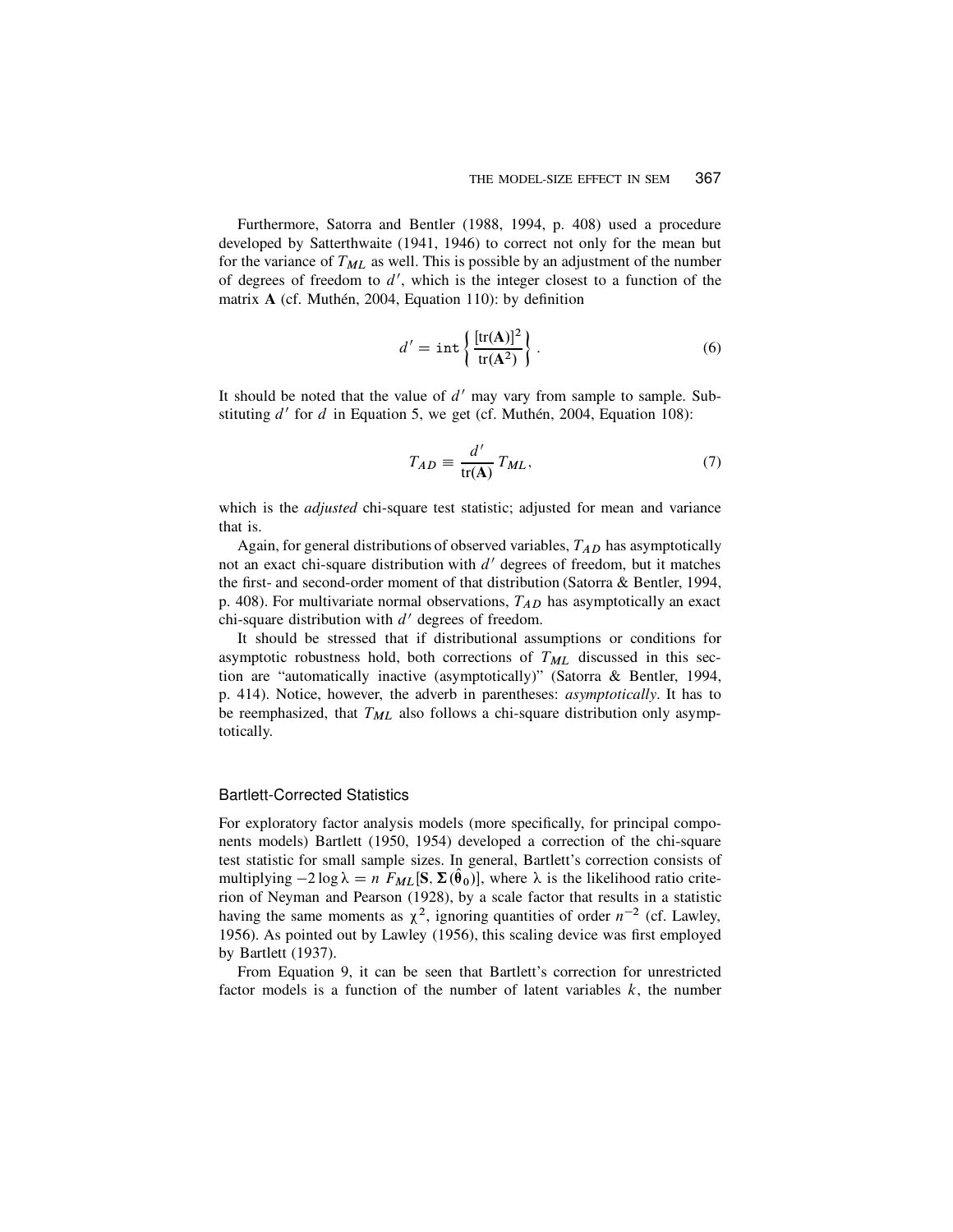Furthermore, Satorra and Bentler (1988, 1994, p. 408) used a procedure developed by Satterthwaite (1941, 1946) to correct not only for the mean but for the variance of $T_{ML}$ as well. This is possible by an adjustment of the number of degrees of freedom to $d'$, which is the integer closest to a function of the matrix $\mathbf{A}$ (cf. Muthén, 2004, Equation 110): by definition

$$d' = \mathtt{int}\left\{ \frac{[\mathrm{tr}(\mathbf{A})]^2}{\mathrm{tr}(\mathbf{A}^2)} \right\}. \tag{6}$$

It should be noted that the value of $d'$ may vary from sample to sample. Substituting $d'$ for $d$ in Equation 5, we get (cf. Muthén, 2004, Equation 108):

$$T_{AD} \equiv \frac{d'}{\mathrm{tr}(\mathbf{A})} T_{ML}, \tag{7}$$

which is the *adjusted* chi-square test statistic; adjusted for mean and variance that is.

Again, for general distributions of observed variables, $T_{AD}$ has asymptotically not an exact chi-square distribution with $d'$ degrees of freedom, but it matches the first- and second-order moment of that distribution (Satorra & Bentler, 1994, p. 408). For multivariate normal observations, $T_{AD}$ has asymptotically an exact chi-square distribution with $d'$ degrees of freedom.

It should be stressed that if distributional assumptions or conditions for asymptotic robustness hold, both corrections of $T_{ML}$ discussed in this section are "automatically inactive (asymptotically)" (Satorra & Bentler, 1994, p. 414). Notice, however, the adverb in parentheses: *asymptotically*. It has to be reemphasized, that $T_{ML}$ also follows a chi-square distribution only asymptotically.

## Bartlett-Corrected Statistics

For exploratory factor analysis models (more specifically, for principal components models) Bartlett (1950, 1954) developed a correction of the chi-square test statistic for small sample sizes. In general, Bartlett's correction consists of multiplying $-2 \log \lambda = n\, F_{ML}[\mathbf{S}, \boldsymbol{\Sigma}(\hat{\boldsymbol{\theta}}_0)]$, where $\lambda$ is the likelihood ratio criterion of Neyman and Pearson (1928), by a scale factor that results in a statistic having the same moments as $\chi^2$, ignoring quantities of order $n^{-2}$ (cf. Lawley, 1956). As pointed out by Lawley (1956), this scaling device was first employed by Bartlett (1937).

From Equation 9, it can be seen that Bartlett's correction for unrestricted factor models is a function of the number of latent variables $k$, the number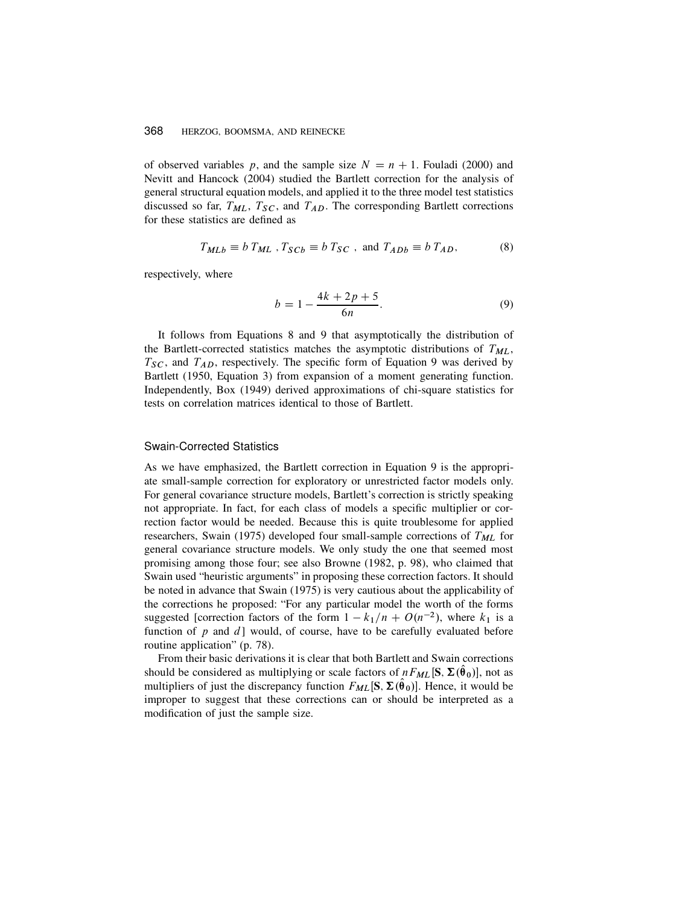of observed variables $p$, and the sample size $N = n + 1$. Fouladi (2000) and Nevitt and Hancock (2004) studied the Bartlett correction for the analysis of general structural equation models, and applied it to the three model test statistics discussed so far, $T_{ML}$, $T_{SC}$, and $T_{AD}$. The corresponding Bartlett corrections for these statistics are defined as

$$T_{MLb} \equiv b\, T_{ML} \,, T_{SCb} \equiv b\, T_{SC} \,, \text{ and } T_{ADb} \equiv b\, T_{AD}, \tag{8}$$

respectively, where

$$b = 1 - \frac{4k + 2p + 5}{6n}. \tag{9}$$

It follows from Equations 8 and 9 that asymptotically the distribution of the Bartlett-corrected statistics matches the asymptotic distributions of $T_{ML}$, $T_{SC}$, and $T_{AD}$, respectively. The specific form of Equation 9 was derived by Bartlett (1950, Equation 3) from expansion of a moment generating function. Independently, Box (1949) derived approximations of chi-square statistics for tests on correlation matrices identical to those of Bartlett.

## Swain-Corrected Statistics

As we have emphasized, the Bartlett correction in Equation 9 is the appropriate small-sample correction for exploratory or unrestricted factor models only. For general covariance structure models, Bartlett's correction is strictly speaking not appropriate. In fact, for each class of models a specific multiplier or correction factor would be needed. Because this is quite troublesome for applied researchers, Swain (1975) developed four small-sample corrections of $T_{ML}$ for general covariance structure models. We only study the one that seemed most promising among those four; see also Browne (1982, p. 98), who claimed that Swain used "heuristic arguments" in proposing these correction factors. It should be noted in advance that Swain (1975) is very cautious about the applicability of the corrections he proposed: "For any particular model the worth of the forms suggested [correction factors of the form $1 - k_1/n + O(n^{-2})$, where $k_1$ is a function of $p$ and $d$] would, of course, have to be carefully evaluated before routine application" (p. 78).

From their basic derivations it is clear that both Bartlett and Swain corrections should be considered as multiplying or scale factors of $nF_{ML}[\mathbf{S}, \boldsymbol{\Sigma}(\hat{\boldsymbol{\theta}}_0)]$, not as multipliers of just the discrepancy function $F_{ML}[\mathbf{S}, \boldsymbol{\Sigma}(\hat{\boldsymbol{\theta}}_0)]$. Hence, it would be improper to suggest that these corrections can or should be interpreted as a modification of just the sample size.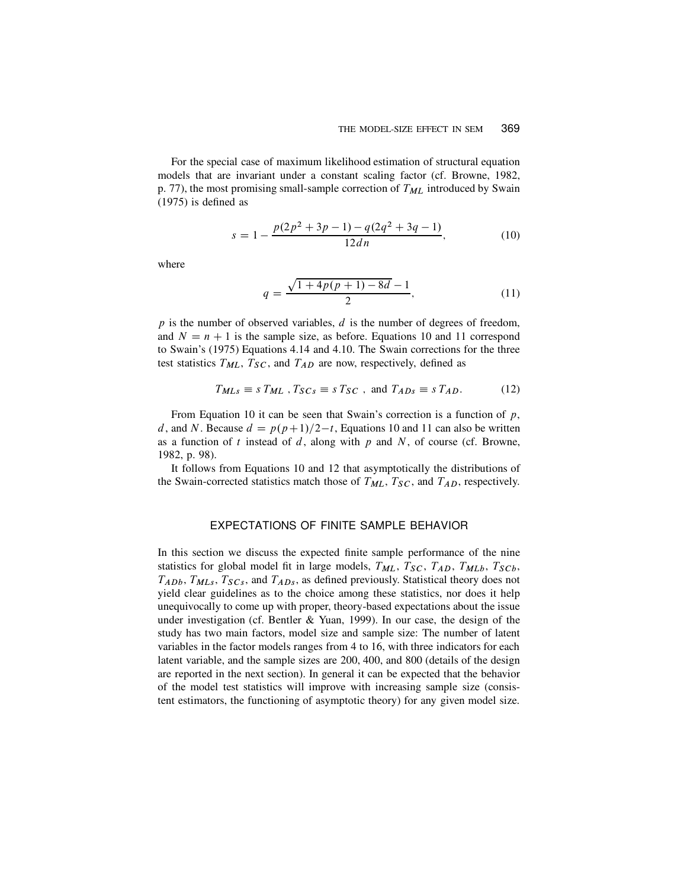For the special case of maximum likelihood estimation of structural equation models that are invariant under a constant scaling factor (cf. Browne, 1982, p. 77), the most promising small-sample correction of $T_{ML}$ introduced by Swain (1975) is defined as

$$s = 1 - \frac{p(2p^2 + 3p - 1) - q(2q^2 + 3q - 1)}{12dn}, \tag{10}$$

where

$$q = \frac{\sqrt{1 + 4p(p+1) - 8d} - 1}{2}, \tag{11}$$

$p$ is the number of observed variables, $d$ is the number of degrees of freedom, and $N = n + 1$ is the sample size, as before. Equations 10 and 11 correspond to Swain's (1975) Equations 4.14 and 4.10. The Swain corrections for the three test statistics $T_{ML}$, $T_{SC}$, and $T_{AD}$ are now, respectively, defined as

$$T_{MLs} \equiv s\,T_{ML}\ , T_{SCs} \equiv s\,T_{SC}\ ,\ \text{and}\ T_{ADs} \equiv s\,T_{AD}. \tag{12}$$

From Equation 10 it can be seen that Swain's correction is a function of $p$, $d$, and $N$. Because $d = p(p+1)/2 - t$, Equations 10 and 11 can also be written as a function of $t$ instead of $d$, along with $p$ and $N$, of course (cf. Browne, 1982, p. 98).

It follows from Equations 10 and 12 that asymptotically the distributions of the Swain-corrected statistics match those of $T_{ML}$, $T_{SC}$, and $T_{AD}$, respectively.

## EXPECTATIONS OF FINITE SAMPLE BEHAVIOR

In this section we discuss the expected finite sample performance of the nine statistics for global model fit in large models, $T_{ML}$, $T_{SC}$, $T_{AD}$, $T_{MLb}$, $T_{SCb}$, $T_{ADb}$, $T_{MLs}$, $T_{SCs}$, and $T_{ADs}$, as defined previously. Statistical theory does not yield clear guidelines as to the choice among these statistics, nor does it help unequivocally to come up with proper, theory-based expectations about the issue under investigation (cf. Bentler & Yuan, 1999). In our case, the design of the study has two main factors, model size and sample size: The number of latent variables in the factor models ranges from 4 to 16, with three indicators for each latent variable, and the sample sizes are 200, 400, and 800 (details of the design are reported in the next section). In general it can be expected that the behavior of the model test statistics will improve with increasing sample size (consistent estimators, the functioning of asymptotic theory) for any given model size.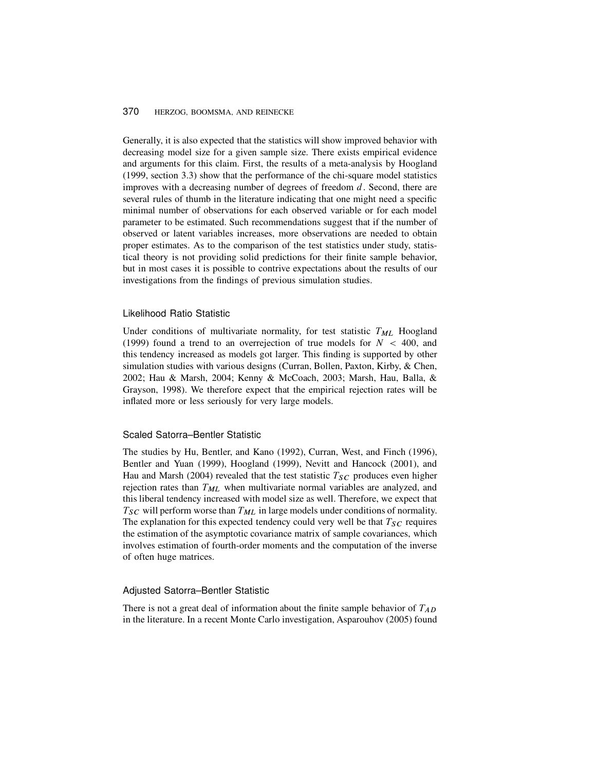Generally, it is also expected that the statistics will show improved behavior with decreasing model size for a given sample size. There exists empirical evidence and arguments for this claim. First, the results of a meta-analysis by Hoogland (1999, section 3.3) show that the performance of the chi-square model statistics improves with a decreasing number of degrees of freedom $d$. Second, there are several rules of thumb in the literature indicating that one might need a specific minimal number of observations for each observed variable or for each model parameter to be estimated. Such recommendations suggest that if the number of observed or latent variables increases, more observations are needed to obtain proper estimates. As to the comparison of the test statistics under study, statistical theory is not providing solid predictions for their finite sample behavior, but in most cases it is possible to contrive expectations about the results of our investigations from the findings of previous simulation studies.

### Likelihood Ratio Statistic

Under conditions of multivariate normality, for test statistic $T_{ML}$ Hoogland (1999) found a trend to an overrejection of true models for $N < 400$, and this tendency increased as models got larger. This finding is supported by other simulation studies with various designs (Curran, Bollen, Paxton, Kirby, & Chen, 2002; Hau & Marsh, 2004; Kenny & McCoach, 2003; Marsh, Hau, Balla, & Grayson, 1998). We therefore expect that the empirical rejection rates will be inflated more or less seriously for very large models.

### Scaled Satorra–Bentler Statistic

The studies by Hu, Bentler, and Kano (1992), Curran, West, and Finch (1996), Bentler and Yuan (1999), Hoogland (1999), Nevitt and Hancock (2001), and Hau and Marsh (2004) revealed that the test statistic $T_{SC}$ produces even higher rejection rates than $T_{ML}$ when multivariate normal variables are analyzed, and this liberal tendency increased with model size as well. Therefore, we expect that $T_{SC}$ will perform worse than $T_{ML}$ in large models under conditions of normality. The explanation for this expected tendency could very well be that $T_{SC}$ requires the estimation of the asymptotic covariance matrix of sample covariances, which involves estimation of fourth-order moments and the computation of the inverse of often huge matrices.

### Adjusted Satorra–Bentler Statistic

There is not a great deal of information about the finite sample behavior of $T_{AD}$ in the literature. In a recent Monte Carlo investigation, Asparouhov (2005) found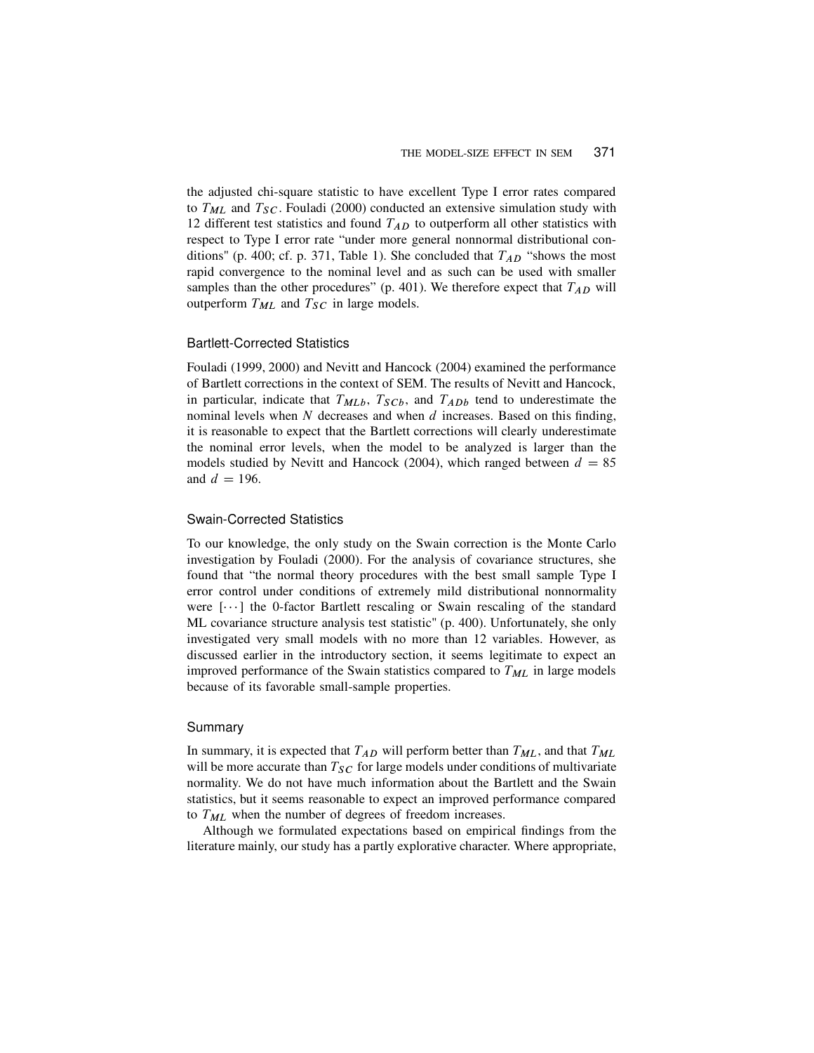the adjusted chi-square statistic to have excellent Type I error rates compared to $T_{ML}$ and $T_{SC}$. Fouladi (2000) conducted an extensive simulation study with 12 different test statistics and found $T_{AD}$ to outperform all other statistics with respect to Type I error rate "under more general nonnormal distributional conditions" (p. 400; cf. p. 371, Table 1). She concluded that $T_{AD}$ "shows the most rapid convergence to the nominal level and as such can be used with smaller samples than the other procedures" (p. 401). We therefore expect that $T_{AD}$ will outperform $T_{ML}$ and $T_{SC}$ in large models.

### Bartlett-Corrected Statistics

Fouladi (1999, 2000) and Nevitt and Hancock (2004) examined the performance of Bartlett corrections in the context of SEM. The results of Nevitt and Hancock, in particular, indicate that $T_{MLb}$, $T_{SCb}$, and $T_{ADb}$ tend to underestimate the nominal levels when $N$ decreases and when $d$ increases. Based on this finding, it is reasonable to expect that the Bartlett corrections will clearly underestimate the nominal error levels, when the model to be analyzed is larger than the models studied by Nevitt and Hancock (2004), which ranged between $d = 85$ and $d = 196$.

### Swain-Corrected Statistics

To our knowledge, the only study on the Swain correction is the Monte Carlo investigation by Fouladi (2000). For the analysis of covariance structures, she found that "the normal theory procedures with the best small sample Type I error control under conditions of extremely mild distributional nonnormality were [$\cdots$] the 0-factor Bartlett rescaling or Swain rescaling of the standard ML covariance structure analysis test statistic" (p. 400). Unfortunately, she only investigated very small models with no more than 12 variables. However, as discussed earlier in the introductory section, it seems legitimate to expect an improved performance of the Swain statistics compared to $T_{ML}$ in large models because of its favorable small-sample properties.

### Summary

In summary, it is expected that $T_{AD}$ will perform better than $T_{ML}$, and that $T_{ML}$ will be more accurate than $T_{SC}$ for large models under conditions of multivariate normality. We do not have much information about the Bartlett and the Swain statistics, but it seems reasonable to expect an improved performance compared to $T_{ML}$ when the number of degrees of freedom increases.

Although we formulated expectations based on empirical findings from the literature mainly, our study has a partly explorative character. Where appropriate,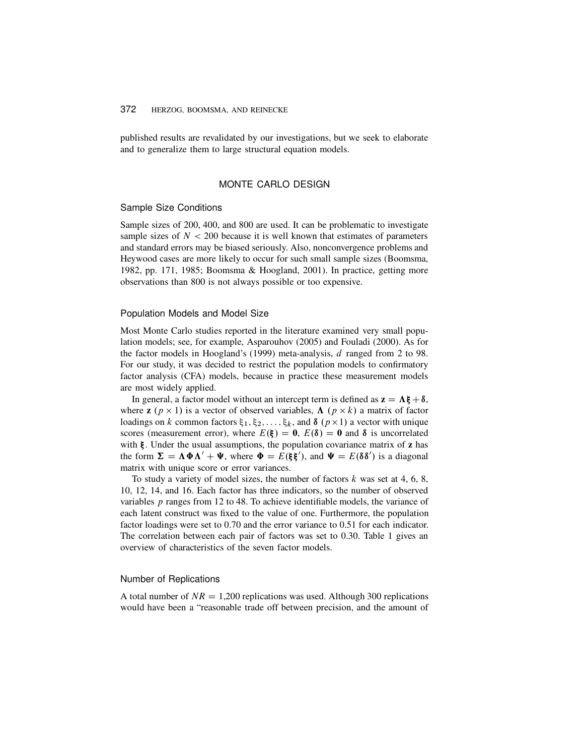published results are revalidated by our investigations, but we seek to elaborate and to generalize them to large structural equation models.

## MONTE CARLO DESIGN

### Sample Size Conditions

Sample sizes of 200, 400, and 800 are used. It can be problematic to investigate sample sizes of $N < 200$ because it is well known that estimates of parameters and standard errors may be biased seriously. Also, nonconvergence problems and Heywood cases are more likely to occur for such small sample sizes (Boomsma, 1982, pp. 171, 1985; Boomsma & Hoogland, 2001). In practice, getting more observations than 800 is not always possible or too expensive.

### Population Models and Model Size

Most Monte Carlo studies reported in the literature examined very small population models; see, for example, Asparouhov (2005) and Fouladi (2000). As for the factor models in Hoogland's (1999) meta-analysis, $d$ ranged from 2 to 98. For our study, it was decided to restrict the population models to confirmatory factor analysis (CFA) models, because in practice these measurement models are most widely applied.

In general, a factor model without an intercept term is defined as $\mathbf{z} = \boldsymbol{\Lambda}\boldsymbol{\xi} + \boldsymbol{\delta}$, where $\mathbf{z}$ $(p \times 1)$ is a vector of observed variables, $\boldsymbol{\Lambda}$ $(p \times k)$ a matrix of factor loadings on $k$ common factors $\xi_1, \xi_2, \ldots, \xi_k$, and $\boldsymbol{\delta}$ $(p \times 1)$ a vector with unique scores (measurement error), where $E(\boldsymbol{\xi}) = \mathbf{0}$, $E(\boldsymbol{\delta}) = \mathbf{0}$ and $\boldsymbol{\delta}$ is uncorrelated with $\boldsymbol{\xi}$. Under the usual assumptions, the population covariance matrix of $\mathbf{z}$ has the form $\boldsymbol{\Sigma} = \boldsymbol{\Lambda}\boldsymbol{\Phi}\boldsymbol{\Lambda}' + \boldsymbol{\Psi}$, where $\boldsymbol{\Phi} = E(\boldsymbol{\xi}\boldsymbol{\xi}')$, and $\boldsymbol{\Psi} = E(\boldsymbol{\delta}\boldsymbol{\delta}')$ is a diagonal matrix with unique score or error variances.

To study a variety of model sizes, the number of factors $k$ was set at 4, 6, 8, 10, 12, 14, and 16. Each factor has three indicators, so the number of observed variables $p$ ranges from 12 to 48. To achieve identifiable models, the variance of each latent construct was fixed to the value of one. Furthermore, the population factor loadings were set to 0.70 and the error variance to 0.51 for each indicator. The correlation between each pair of factors was set to 0.30. Table 1 gives an overview of characteristics of the seven factor models.

### Number of Replications

A total number of $NR = 1{,}200$ replications was used. Although 300 replications would have been a "reasonable trade off between precision, and the amount of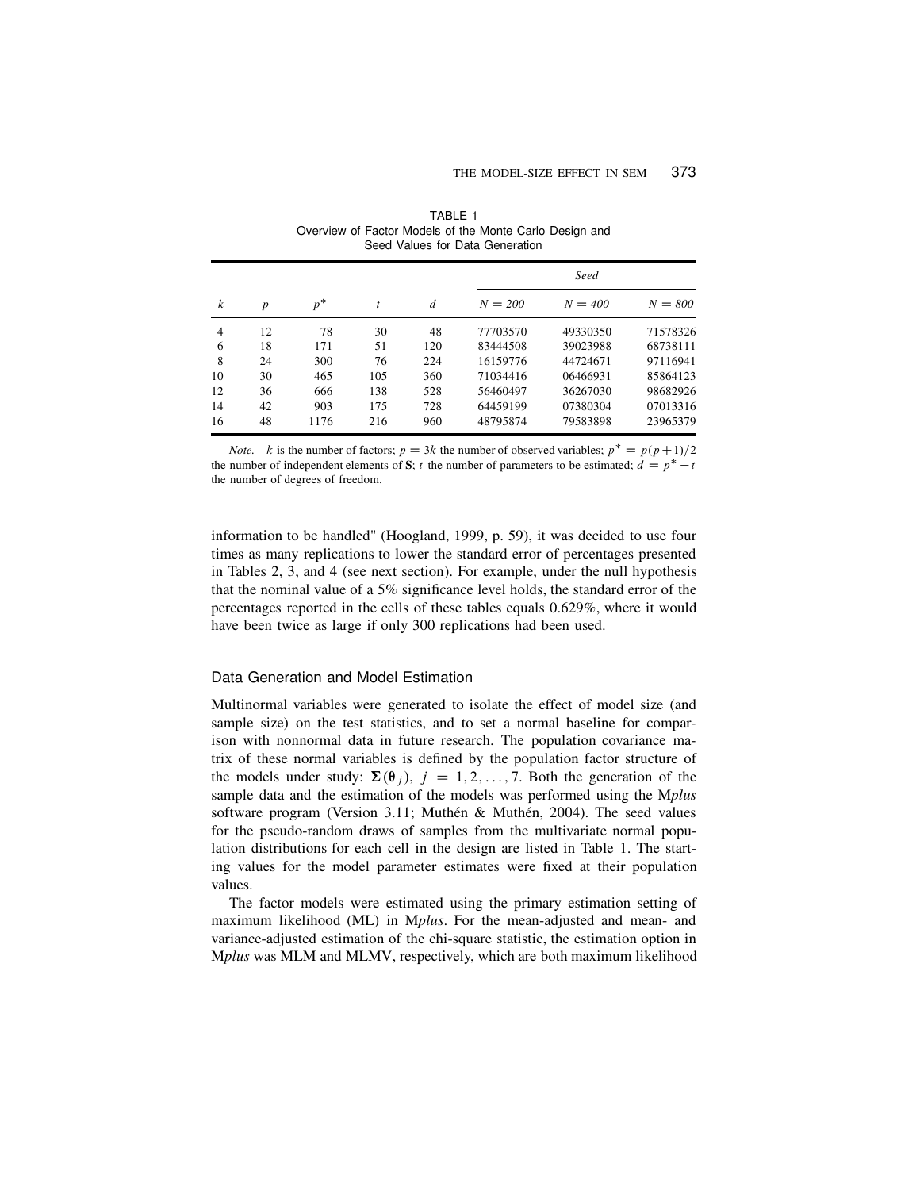TABLE 1
Overview of Factor Models of the Monte Carlo Design and Seed Values for Data Generation

| | | | | | *Seed* | | |
|---|---|---|---|---|---|---|---|
| $k$ | $p$ | $p^*$ | $t$ | $d$ | *N = 200* | *N = 400* | *N = 800* |
| 4 | 12 | 78 | 30 | 48 | 77703570 | 49330350 | 71578326 |
| 6 | 18 | 171 | 51 | 120 | 83444508 | 39023988 | 68738111 |
| 8 | 24 | 300 | 76 | 224 | 16159776 | 44724671 | 97116941 |
| 10 | 30 | 465 | 105 | 360 | 71034416 | 06466931 | 85864123 |
| 12 | 36 | 666 | 138 | 528 | 56460497 | 36267030 | 98682926 |
| 14 | 42 | 903 | 175 | 728 | 64459199 | 07380304 | 07013316 |
| 16 | 48 | 1176 | 216 | 960 | 48795874 | 79583898 | 23965379 |

*Note.* $k$ is the number of factors; $p = 3k$ the number of observed variables; $p^* = p(p+1)/2$ the number of independent elements of **S**; $t$ the number of parameters to be estimated; $d = p^* - t$ the number of degrees of freedom.

information to be handled" (Hoogland, 1999, p. 59), it was decided to use four times as many replications to lower the standard error of percentages presented in Tables 2, 3, and 4 (see next section). For example, under the null hypothesis that the nominal value of a 5% significance level holds, the standard error of the percentages reported in the cells of these tables equals 0.629%, where it would have been twice as large if only 300 replications had been used.

## Data Generation and Model Estimation

Multinormal variables were generated to isolate the effect of model size (and sample size) on the test statistics, and to set a normal baseline for comparison with nonnormal data in future research. The population covariance matrix of these normal variables is defined by the population factor structure of the models under study: $\boldsymbol{\Sigma}(\boldsymbol{\theta}_j)$, $j = 1, 2, \ldots, 7$. Both the generation of the sample data and the estimation of the models was performed using the M*plus* software program (Version 3.11; Muthén & Muthén, 2004). The seed values for the pseudo-random draws of samples from the multivariate normal population distributions for each cell in the design are listed in Table 1. The starting values for the model parameter estimates were fixed at their population values.

The factor models were estimated using the primary estimation setting of maximum likelihood (ML) in M*plus*. For the mean-adjusted and mean- and variance-adjusted estimation of the chi-square statistic, the estimation option in M*plus* was MLM and MLMV, respectively, which are both maximum likelihood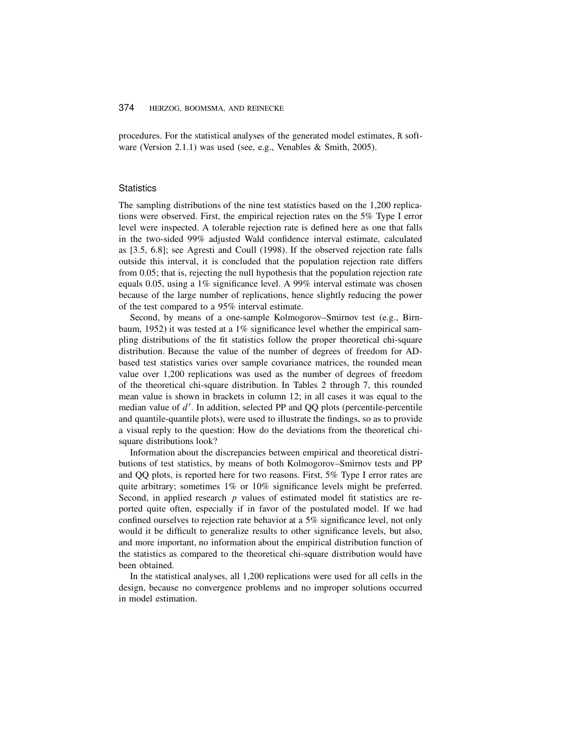procedures. For the statistical analyses of the generated model estimates, R software (Version 2.1.1) was used (see, e.g., Venables & Smith, 2005).

### Statistics

The sampling distributions of the nine test statistics based on the 1,200 replications were observed. First, the empirical rejection rates on the 5% Type I error level were inspected. A tolerable rejection rate is defined here as one that falls in the two-sided 99% adjusted Wald confidence interval estimate, calculated as [3.5, 6.8]; see Agresti and Coull (1998). If the observed rejection rate falls outside this interval, it is concluded that the population rejection rate differs from 0.05; that is, rejecting the null hypothesis that the population rejection rate equals 0.05, using a 1% significance level. A 99% interval estimate was chosen because of the large number of replications, hence slightly reducing the power of the test compared to a 95% interval estimate.

Second, by means of a one-sample Kolmogorov–Smirnov test (e.g., Birnbaum, 1952) it was tested at a 1% significance level whether the empirical sampling distributions of the fit statistics follow the proper theoretical chi-square distribution. Because the value of the number of degrees of freedom for AD-based test statistics varies over sample covariance matrices, the rounded mean value over 1,200 replications was used as the number of degrees of freedom of the theoretical chi-square distribution. In Tables 2 through 7, this rounded mean value is shown in brackets in column 12; in all cases it was equal to the median value of $d'$. In addition, selected PP and QQ plots (percentile-percentile and quantile-quantile plots), were used to illustrate the findings, so as to provide a visual reply to the question: How do the deviations from the theoretical chi-square distributions look?

Information about the discrepancies between empirical and theoretical distributions of test statistics, by means of both Kolmogorov–Smirnov tests and PP and QQ plots, is reported here for two reasons. First, 5% Type I error rates are quite arbitrary; sometimes 1% or 10% significance levels might be preferred. Second, in applied research $p$ values of estimated model fit statistics are reported quite often, especially if in favor of the postulated model. If we had confined ourselves to rejection rate behavior at a 5% significance level, not only would it be difficult to generalize results to other significance levels, but also, and more important, no information about the empirical distribution function of the statistics as compared to the theoretical chi-square distribution would have been obtained.

In the statistical analyses, all 1,200 replications were used for all cells in the design, because no convergence problems and no improper solutions occurred in model estimation.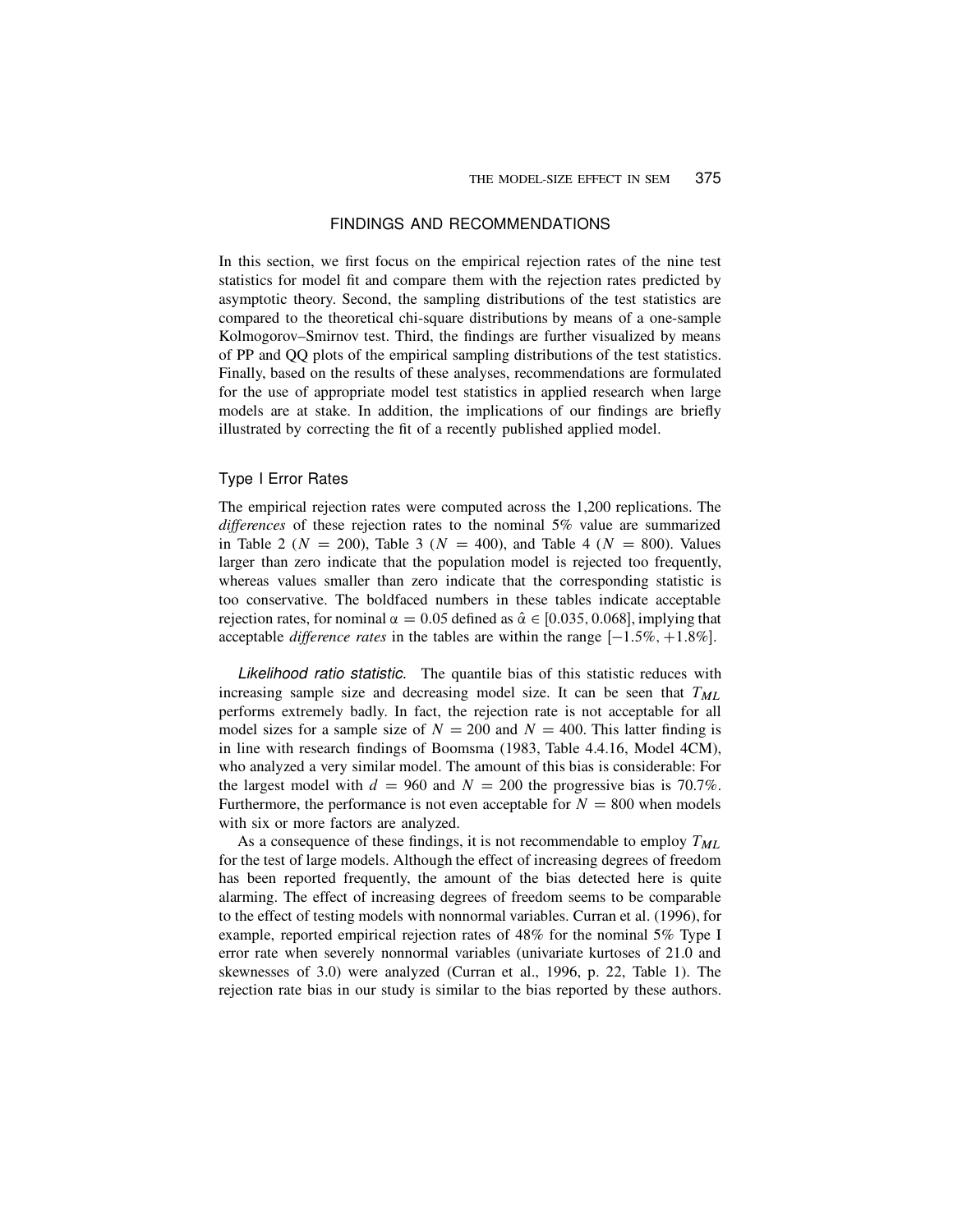## FINDINGS AND RECOMMENDATIONS

In this section, we first focus on the empirical rejection rates of the nine test statistics for model fit and compare them with the rejection rates predicted by asymptotic theory. Second, the sampling distributions of the test statistics are compared to the theoretical chi-square distributions by means of a one-sample Kolmogorov–Smirnov test. Third, the findings are further visualized by means of PP and QQ plots of the empirical sampling distributions of the test statistics. Finally, based on the results of these analyses, recommendations are formulated for the use of appropriate model test statistics in applied research when large models are at stake. In addition, the implications of our findings are briefly illustrated by correcting the fit of a recently published applied model.

### Type I Error Rates

The empirical rejection rates were computed across the 1,200 replications. The *differences* of these rejection rates to the nominal 5% value are summarized in Table 2 ($N = 200$), Table 3 ($N = 400$), and Table 4 ($N = 800$). Values larger than zero indicate that the population model is rejected too frequently, whereas values smaller than zero indicate that the corresponding statistic is too conservative. The boldfaced numbers in these tables indicate acceptable rejection rates, for nominal $\alpha = 0.05$ defined as $\hat{\alpha} \in [0.035, 0.068]$, implying that acceptable *difference rates* in the tables are within the range $[-1.5\%, +1.8\%]$.

*Likelihood ratio statistic.* The quantile bias of this statistic reduces with increasing sample size and decreasing model size. It can be seen that $T_{ML}$ performs extremely badly. In fact, the rejection rate is not acceptable for all model sizes for a sample size of $N = 200$ and $N = 400$. This latter finding is in line with research findings of Boomsma (1983, Table 4.4.16, Model 4CM), who analyzed a very similar model. The amount of this bias is considerable: For the largest model with $d = 960$ and $N = 200$ the progressive bias is 70.7%. Furthermore, the performance is not even acceptable for $N = 800$ when models with six or more factors are analyzed.

As a consequence of these findings, it is not recommendable to employ $T_{ML}$ for the test of large models. Although the effect of increasing degrees of freedom has been reported frequently, the amount of the bias detected here is quite alarming. The effect of increasing degrees of freedom seems to be comparable to the effect of testing models with nonnormal variables. Curran et al. (1996), for example, reported empirical rejection rates of 48% for the nominal 5% Type I error rate when severely nonnormal variables (univariate kurtoses of 21.0 and skewnesses of 3.0) were analyzed (Curran et al., 1996, p. 22, Table 1). The rejection rate bias in our study is similar to the bias reported by these authors.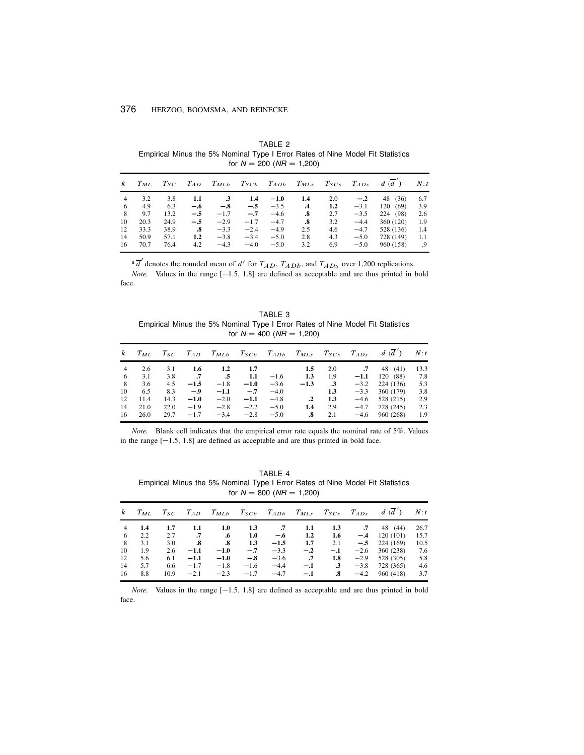TABLE 2
Empirical Minus the 5% Nominal Type I Error Rates of Nine Model Fit Statistics for $N = 200$ ($NR = 1{,}200$)

| $k$ | $T_{ML}$ | $T_{SC}$ | $T_{AD}$ | $T_{MLb}$ | $T_{SCb}$ | $T_{ADb}$ | $T_{MLs}$ | $T_{SCs}$ | $T_{ADs}$ | $d$ ($\overline{d}'$)[a] | $N{:}t$ |
|---|---|---|---|---|---|---|---|---|---|---|---|
| 4 | 3.2 | 3.8 | **1.1** | **.3** | **1.4** | **−1.0** | **1.4** | 2.0 | **−.2** | 48 (36) | 6.7 |
| 6 | 4.9 | 6.3 | **−.6** | **−.8** | **−.5** | −3.5 | **.4** | **1.2** | −3.1 | 120 (69) | 3.9 |
| 8 | 9.7 | 13.2 | **−.5** | −1.7 | **−.7** | −4.6 | **.8** | 2.7 | −3.5 | 224 (98) | 2.6 |
| 10 | 20.3 | 24.9 | **−.5** | −2.9 | −1.7 | −4.7 | **.8** | 3.2 | −4.4 | 360 (120) | 1.9 |
| 12 | 33.3 | 38.9 | **.8** | −3.3 | −2.4 | −4.9 | 2.5 | 4.6 | −4.7 | 528 (136) | 1.4 |
| 14 | 50.9 | 57.1 | **1.2** | −3.8 | −3.4 | −5.0 | 2.8 | 4.3 | −5.0 | 728 (149) | 1.1 |
| 16 | 70.7 | 76.4 | 4.2 | −4.3 | −4.0 | −5.0 | 3.2 | 6.9 | −5.0 | 960 (158) | .9 |

[a] $\overline{d}'$ denotes the rounded mean of $d'$ for $T_{AD}$, $T_{ADb}$, and $T_{ADs}$ over 1,200 replications.

*Note.* Values in the range [−1.5, 1.8] are defined as acceptable and are thus printed in bold face.

TABLE 3
Empirical Minus the 5% Nominal Type I Error Rates of Nine Model Fit Statistics for $N = 400$ ($NR = 1{,}200$)

| $k$ | $T_{ML}$ | $T_{SC}$ | $T_{AD}$ | $T_{MLb}$ | $T_{SCb}$ | $T_{ADb}$ | $T_{MLs}$ | $T_{SCs}$ | $T_{ADs}$ | $d$ ($\overline{d}'$) | $N{:}t$ |
|---|---|---|---|---|---|---|---|---|---|---|---|
| 4 | 2.6 | 3.1 | **1.6** | **1.2** | **1.7** | | **1.5** | 2.0 | **.7** | 48 (41) | 13.3 |
| 6 | 3.1 | 3.8 | **.7** | **.5** | **1.1** | −1.6 | **1.3** | 1.9 | **−1.1** | 120 (88) | 7.8 |
| 8 | 3.6 | 4.5 | **−1.5** | −1.8 | **−1.0** | −3.6 | **−1.3** | **.3** | −3.2 | 224 (136) | 5.3 |
| 10 | 6.5 | 8.3 | **−.9** | **−1.1** | **−.7** | −4.0 | | **1.3** | −3.3 | 360 (179) | 3.8 |
| 12 | 11.4 | 14.3 | **−1.0** | −2.0 | **−1.1** | −4.8 | **.2** | **1.3** | −4.6 | 528 (215) | 2.9 |
| 14 | 21.0 | 22.0 | −1.9 | −2.8 | −2.2 | −5.0 | **1.4** | 2.9 | −4.7 | 728 (245) | 2.3 |
| 16 | 26.0 | 29.7 | −1.7 | −3.4 | −2.8 | −5.0 | **.8** | 2.1 | −4.6 | 960 (268) | 1.9 |

*Note.* Blank cell indicates that the empirical error rate equals the nominal rate of 5%. Values in the range [−1.5, 1.8] are defined as acceptable and are thus printed in bold face.

TABLE 4
Empirical Minus the 5% Nominal Type I Error Rates of Nine Model Fit Statistics for $N = 800$ ($NR = 1{,}200$)

| $k$ | $T_{ML}$ | $T_{SC}$ | $T_{AD}$ | $T_{MLb}$ | $T_{SCb}$ | $T_{ADb}$ | $T_{MLs}$ | $T_{SCs}$ | $T_{ADs}$ | $d$ ($\overline{d}'$) | $N{:}t$ |
|---|---|---|---|---|---|---|---|---|---|---|---|
| 4 | **1.4** | **1.7** | **1.1** | **1.0** | **1.3** | **.7** | **1.1** | **1.3** | **.7** | 48 (44) | 26.7 |
| 6 | 2.2 | 2.7 | **.7** | **.6** | **1.0** | **−.6** | **1.2** | **1.6** | **−.4** | 120 (101) | 15.7 |
| 8 | 3.1 | 3.0 | **.8** | **.8** | **1.3** | **−1.5** | **1.7** | 2.1 | **−.5** | 224 (169) | 10.5 |
| 10 | 1.9 | 2.6 | **−1.1** | **−1.0** | **−.7** | −3.3 | **−.2** | **−.1** | −2.6 | 360 (238) | 7.6 |
| 12 | 5.6 | 6.1 | **−1.1** | **−1.0** | **−.8** | −3.6 | **.7** | **1.8** | −2.9 | 528 (305) | 5.8 |
| 14 | 5.7 | 6.6 | −1.7 | −1.8 | −1.6 | −4.4 | **−.1** | **.3** | −3.8 | 728 (365) | 4.6 |
| 16 | 8.8 | 10.9 | −2.1 | −2.3 | −1.7 | −4.7 | **−.1** | **.8** | −4.2 | 960 (418) | 3.7 |

*Note.* Values in the range [−1.5, 1.8] are defined as acceptable and are thus printed in bold face.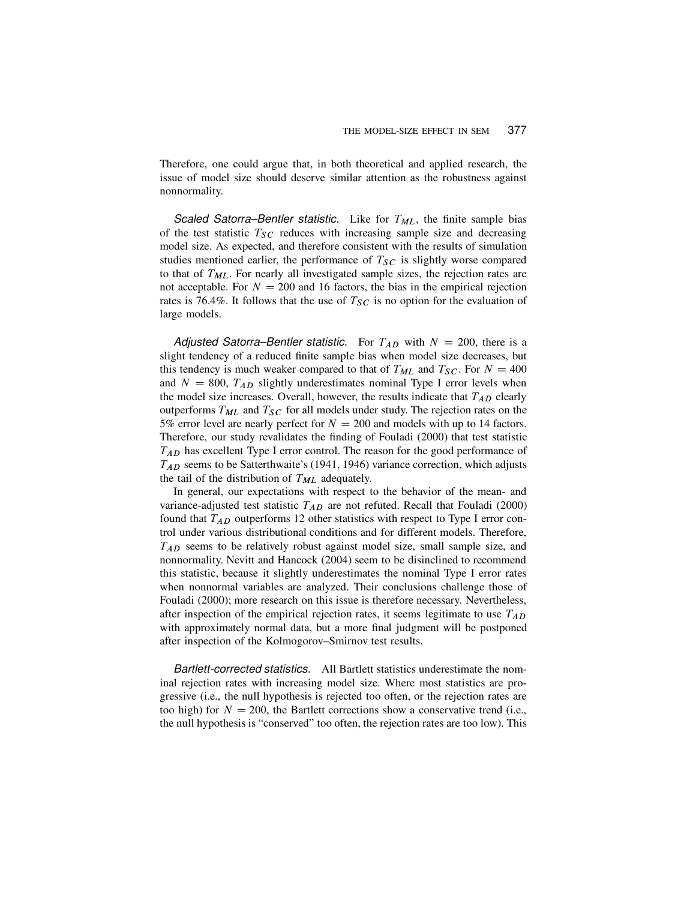Therefore, one could argue that, in both theoretical and applied research, the issue of model size should deserve similar attention as the robustness against nonnormality.

*Scaled Satorra–Bentler statistic.* Like for $T_{ML}$, the finite sample bias of the test statistic $T_{SC}$ reduces with increasing sample size and decreasing model size. As expected, and therefore consistent with the results of simulation studies mentioned earlier, the performance of $T_{SC}$ is slightly worse compared to that of $T_{ML}$. For nearly all investigated sample sizes, the rejection rates are not acceptable. For $N = 200$ and 16 factors, the bias in the empirical rejection rates is 76.4%. It follows that the use of $T_{SC}$ is no option for the evaluation of large models.

*Adjusted Satorra–Bentler statistic.* For $T_{AD}$ with $N = 200$, there is a slight tendency of a reduced finite sample bias when model size decreases, but this tendency is much weaker compared to that of $T_{ML}$ and $T_{SC}$. For $N = 400$ and $N = 800$, $T_{AD}$ slightly underestimates nominal Type I error levels when the model size increases. Overall, however, the results indicate that $T_{AD}$ clearly outperforms $T_{ML}$ and $T_{SC}$ for all models under study. The rejection rates on the 5% error level are nearly perfect for $N = 200$ and models with up to 14 factors. Therefore, our study revalidates the finding of Fouladi (2000) that test statistic $T_{AD}$ has excellent Type I error control. The reason for the good performance of $T_{AD}$ seems to be Satterthwaite's (1941, 1946) variance correction, which adjusts the tail of the distribution of $T_{ML}$ adequately.

In general, our expectations with respect to the behavior of the mean- and variance-adjusted test statistic $T_{AD}$ are not refuted. Recall that Fouladi (2000) found that $T_{AD}$ outperforms 12 other statistics with respect to Type I error control under various distributional conditions and for different models. Therefore, $T_{AD}$ seems to be relatively robust against model size, small sample size, and nonnormality. Nevitt and Hancock (2004) seem to be disinclined to recommend this statistic, because it slightly underestimates the nominal Type I error rates when nonnormal variables are analyzed. Their conclusions challenge those of Fouladi (2000); more research on this issue is therefore necessary. Nevertheless, after inspection of the empirical rejection rates, it seems legitimate to use $T_{AD}$ with approximately normal data, but a more final judgment will be postponed after inspection of the Kolmogorov–Smirnov test results.

*Bartlett-corrected statistics.* All Bartlett statistics underestimate the nominal rejection rates with increasing model size. Where most statistics are progressive (i.e., the null hypothesis is rejected too often, or the rejection rates are too high) for $N = 200$, the Bartlett corrections show a conservative trend (i.e., the null hypothesis is "conserved" too often, the rejection rates are too low). This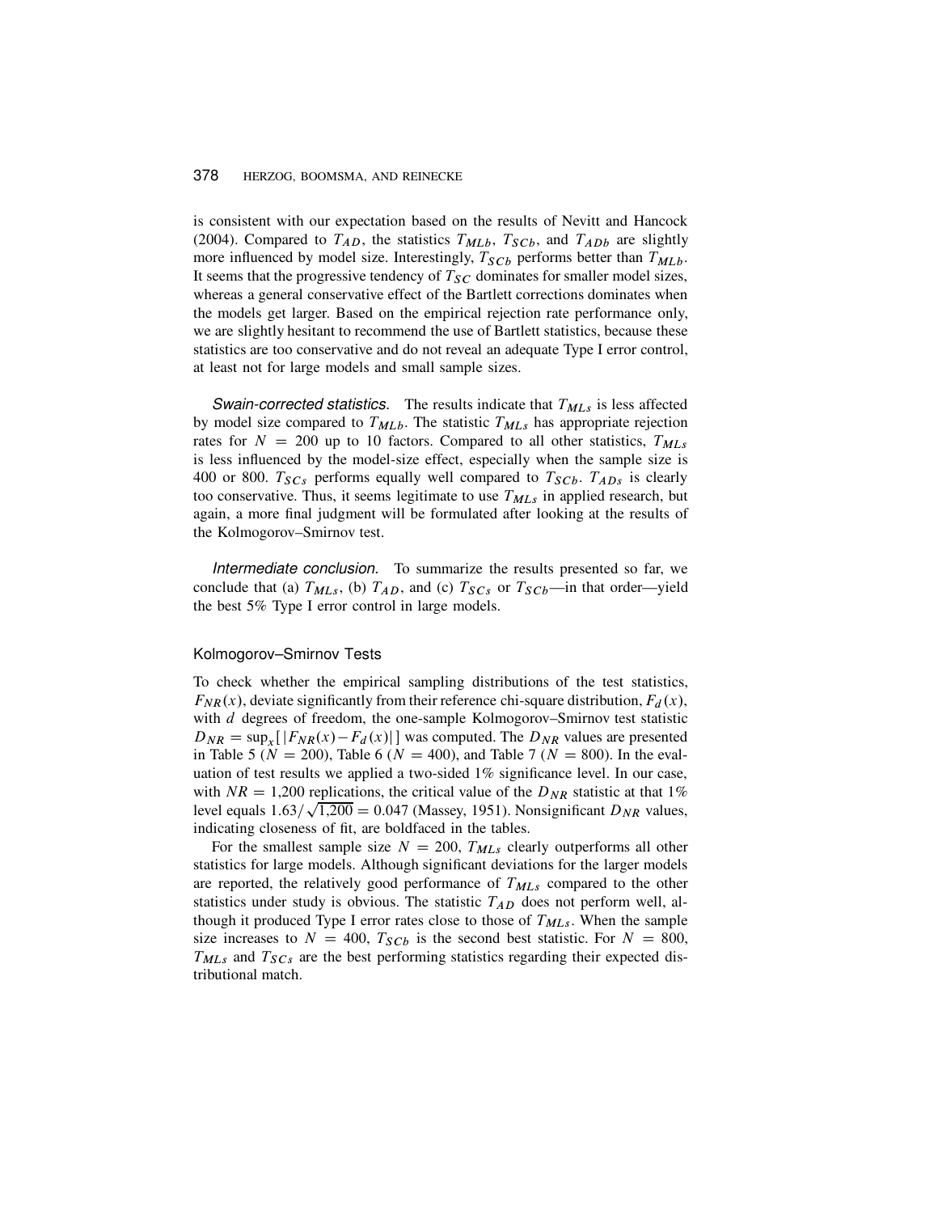is consistent with our expectation based on the results of Nevitt and Hancock (2004). Compared to $T_{AD}$, the statistics $T_{MLb}$, $T_{SCb}$, and $T_{ADb}$ are slightly more influenced by model size. Interestingly, $T_{SCb}$ performs better than $T_{MLb}$. It seems that the progressive tendency of $T_{SC}$ dominates for smaller model sizes, whereas a general conservative effect of the Bartlett corrections dominates when the models get larger. Based on the empirical rejection rate performance only, we are slightly hesitant to recommend the use of Bartlett statistics, because these statistics are too conservative and do not reveal an adequate Type I error control, at least not for large models and small sample sizes.

*Swain-corrected statistics.* The results indicate that $T_{MLs}$ is less affected by model size compared to $T_{MLb}$. The statistic $T_{MLs}$ has appropriate rejection rates for $N = 200$ up to 10 factors. Compared to all other statistics, $T_{MLs}$ is less influenced by the model-size effect, especially when the sample size is 400 or 800. $T_{SCs}$ performs equally well compared to $T_{SCb}$. $T_{ADs}$ is clearly too conservative. Thus, it seems legitimate to use $T_{MLs}$ in applied research, but again, a more final judgment will be formulated after looking at the results of the Kolmogorov–Smirnov test.

*Intermediate conclusion.* To summarize the results presented so far, we conclude that (a) $T_{MLs}$, (b) $T_{AD}$, and (c) $T_{SCs}$ or $T_{SCb}$—in that order—yield the best 5% Type I error control in large models.

### Kolmogorov–Smirnov Tests

To check whether the empirical sampling distributions of the test statistics, $F_{NR}(x)$, deviate significantly from their reference chi-square distribution, $F_d(x)$, with $d$ degrees of freedom, the one-sample Kolmogorov–Smirnov test statistic $D_{NR} = \sup_x[\,|F_{NR}(x) - F_d(x)|\,]$ was computed. The $D_{NR}$ values are presented in Table 5 ($N = 200$), Table 6 ($N = 400$), and Table 7 ($N = 800$). In the evaluation of test results we applied a two-sided 1% significance level. In our case, with $NR = 1{,}200$ replications, the critical value of the $D_{NR}$ statistic at that 1% level equals $1.63/\sqrt{1{,}200} = 0.047$ (Massey, 1951). Nonsignificant $D_{NR}$ values, indicating closeness of fit, are boldfaced in the tables.

For the smallest sample size $N = 200$, $T_{MLs}$ clearly outperforms all other statistics for large models. Although significant deviations for the larger models are reported, the relatively good performance of $T_{MLs}$ compared to the other statistics under study is obvious. The statistic $T_{AD}$ does not perform well, although it produced Type I error rates close to those of $T_{MLs}$. When the sample size increases to $N = 400$, $T_{SCb}$ is the second best statistic. For $N = 800$, $T_{MLs}$ and $T_{SCs}$ are the best performing statistics regarding their expected distributional match.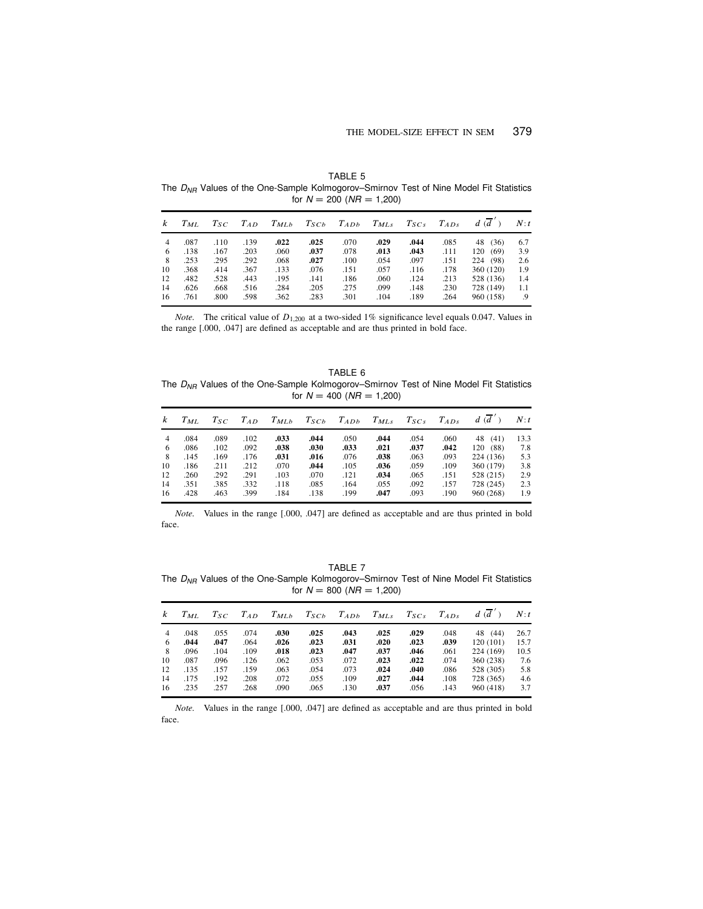TABLE 5

The $D_{NR}$ Values of the One-Sample Kolmogorov–Smirnov Test of Nine Model Fit Statistics for $N = 200$ ($NR = 1{,}200$)

| $k$ | $T_{ML}$ | $T_{SC}$ | $T_{AD}$ | $T_{MLb}$ | $T_{SCb}$ | $T_{ADb}$ | $T_{MLs}$ | $T_{SCs}$ | $T_{ADs}$ | $d$ ($\overline{d}'$) | $N{:}t$ |
|---|---|---|---|---|---|---|---|---|---|---|---|
| 4 | .087 | .110 | .139 | **.022** | **.025** | .070 | **.029** | **.044** | .085 | 48 (36) | 6.7 |
| 6 | .138 | .167 | .203 | .060 | **.037** | .078 | **.013** | **.043** | .111 | 120 (69) | 3.9 |
| 8 | .253 | .295 | .292 | .068 | **.027** | .100 | .054 | .097 | .151 | 224 (98) | 2.6 |
| 10 | .368 | .414 | .367 | .133 | .076 | .151 | .057 | .116 | .178 | 360 (120) | 1.9 |
| 12 | .482 | .528 | .443 | .195 | .141 | .186 | .060 | .124 | .213 | 528 (136) | 1.4 |
| 14 | .626 | .668 | .516 | .284 | .205 | .275 | .099 | .148 | .230 | 728 (149) | 1.1 |
| 16 | .761 | .800 | .598 | .362 | .283 | .301 | .104 | .189 | .264 | 960 (158) | .9 |

*Note.* The critical value of $D_{1,200}$ at a two-sided 1% significance level equals 0.047. Values in the range [.000, .047] are defined as acceptable and are thus printed in bold face.

TABLE 6

The $D_{NR}$ Values of the One-Sample Kolmogorov–Smirnov Test of Nine Model Fit Statistics for $N = 400$ ($NR = 1{,}200$)

| $k$ | $T_{ML}$ | $T_{SC}$ | $T_{AD}$ | $T_{MLb}$ | $T_{SCb}$ | $T_{ADb}$ | $T_{MLs}$ | $T_{SCs}$ | $T_{ADs}$ | $d$ ($\overline{d}'$) | $N{:}t$ |
|---|---|---|---|---|---|---|---|---|---|---|---|
| 4 | .084 | .089 | .102 | **.033** | **.044** | .050 | **.044** | .054 | .060 | 48 (41) | 13.3 |
| 6 | .086 | .102 | .092 | **.038** | **.030** | **.033** | **.021** | **.037** | **.042** | 120 (88) | 7.8 |
| 8 | .145 | .169 | .176 | **.031** | **.016** | .076 | **.038** | .063 | .093 | 224 (136) | 5.3 |
| 10 | .186 | .211 | .212 | .070 | **.044** | .105 | **.036** | .059 | .109 | 360 (179) | 3.8 |
| 12 | .260 | .292 | .291 | .103 | .070 | .121 | **.034** | .065 | .151 | 528 (215) | 2.9 |
| 14 | .351 | .385 | .332 | .118 | .085 | .164 | .055 | .092 | .157 | 728 (245) | 2.3 |
| 16 | .428 | .463 | .399 | .184 | .138 | .199 | **.047** | .093 | .190 | 960 (268) | 1.9 |

*Note.* Values in the range [.000, .047] are defined as acceptable and are thus printed in bold face.

TABLE 7

The $D_{NR}$ Values of the One-Sample Kolmogorov–Smirnov Test of Nine Model Fit Statistics for $N = 800$ ($NR = 1{,}200$)

| $k$ | $T_{ML}$ | $T_{SC}$ | $T_{AD}$ | $T_{MLb}$ | $T_{SCb}$ | $T_{ADb}$ | $T_{MLs}$ | $T_{SCs}$ | $T_{ADs}$ | $d$ ($\overline{d}'$) | $N{:}t$ |
|---|---|---|---|---|---|---|---|---|---|---|---|
| 4 | .048 | .055 | .074 | **.030** | **.025** | **.043** | **.025** | **.029** | .048 | 48 (44) | 26.7 |
| 6 | **.044** | **.047** | .064 | **.026** | **.023** | **.031** | **.020** | **.023** | **.039** | 120 (101) | 15.7 |
| 8 | .096 | .104 | .109 | **.018** | **.023** | **.047** | **.037** | **.046** | .061 | 224 (169) | 10.5 |
| 10 | .087 | .096 | .126 | .062 | .053 | .072 | **.023** | **.022** | .074 | 360 (238) | 7.6 |
| 12 | .135 | .157 | .159 | .063 | .054 | .073 | **.024** | **.040** | .086 | 528 (305) | 5.8 |
| 14 | .175 | .192 | .208 | .072 | .055 | .109 | **.027** | **.044** | .108 | 728 (365) | 4.6 |
| 16 | .235 | .257 | .268 | .090 | .065 | .130 | **.037** | .056 | .143 | 960 (418) | 3.7 |

*Note.* Values in the range [.000, .047] are defined as acceptable and are thus printed in bold face.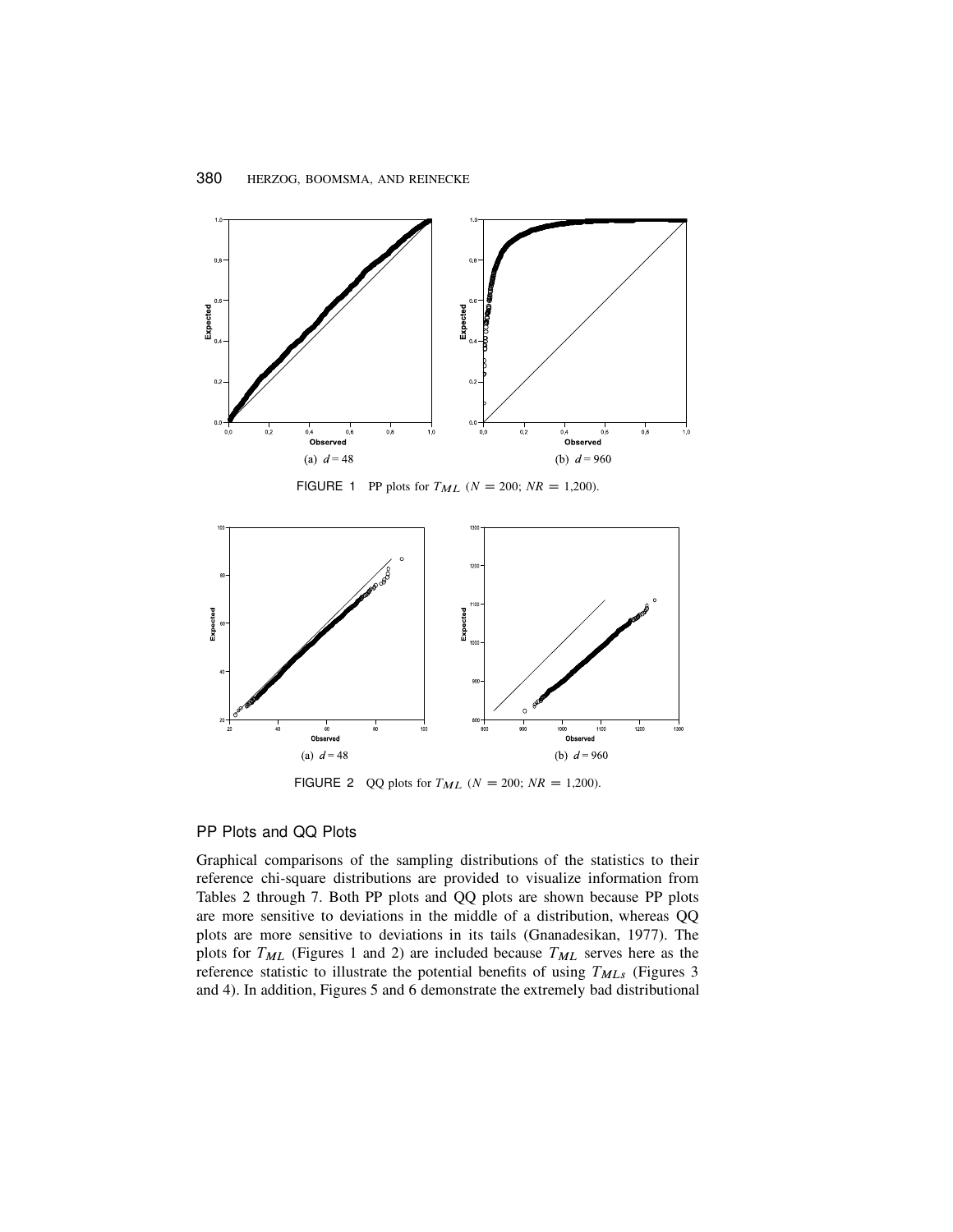Expected

Observed

(a) $d = 48$

Expected

Observed

(b) $d = 960$

FIGURE 1 PP plots for $T_{ML}$ ($N = 200$; $NR = 1{,}200$).

Expected

Observed

(a) $d = 48$

Expected

Observed

(b) $d = 960$

FIGURE 2 QQ plots for $T_{ML}$ ($N = 200$; $NR = 1{,}200$).

## PP Plots and QQ Plots

Graphical comparisons of the sampling distributions of the statistics to their reference chi-square distributions are provided to visualize information from Tables 2 through 7. Both PP plots and QQ plots are shown because PP plots are more sensitive to deviations in the middle of a distribution, whereas QQ plots are more sensitive to deviations in its tails (Gnanadesikan, 1977). The plots for $T_{ML}$ (Figures 1 and 2) are included because $T_{ML}$ serves here as the reference statistic to illustrate the potential benefits of using $T_{MLs}$ (Figures 3 and 4). In addition, Figures 5 and 6 demonstrate the extremely bad distributional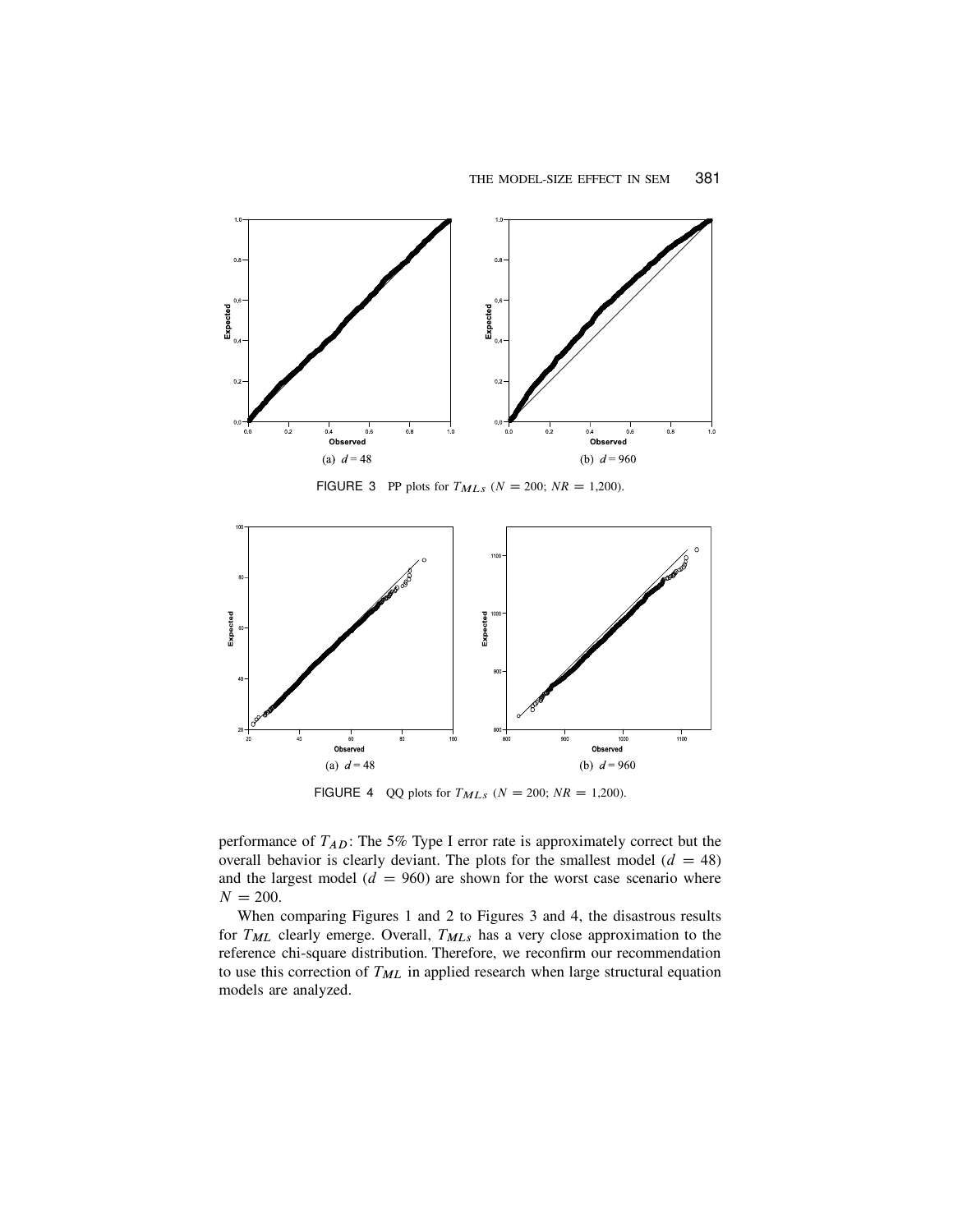1.0
0.8
0.6
0.4
0.2
0.0
Expected
0.0 0.2 0.4 0.6 0.8 1.0
Observed
(a) $d = 48$

1.0
0.8
0.6
0.4
0.2
0.0
Expected
0.0 0.2 0.4 0.6 0.8 1.0
Observed
(b) $d = 960$

FIGURE 3 PP plots for $T_{MLs}$ ($N = 200$; $NR = 1{,}200$).

100
80
60
40
20
Expected
20 40 60 80 100
Observed
(a) $d = 48$

1100
1000
900
800
Expected
800 900 1000 1100
Observed
(b) $d = 960$

FIGURE 4 QQ plots for $T_{MLs}$ ($N = 200$; $NR = 1{,}200$).

performance of $T_{AD}$: The 5% Type I error rate is approximately correct but the overall behavior is clearly deviant. The plots for the smallest model ($d = 48$) and the largest model ($d = 960$) are shown for the worst case scenario where $N = 200$.

When comparing Figures 1 and 2 to Figures 3 and 4, the disastrous results for $T_{ML}$ clearly emerge. Overall, $T_{MLs}$ has a very close approximation to the reference chi-square distribution. Therefore, we reconfirm our recommendation to use this correction of $T_{ML}$ in applied research when large structural equation models are analyzed.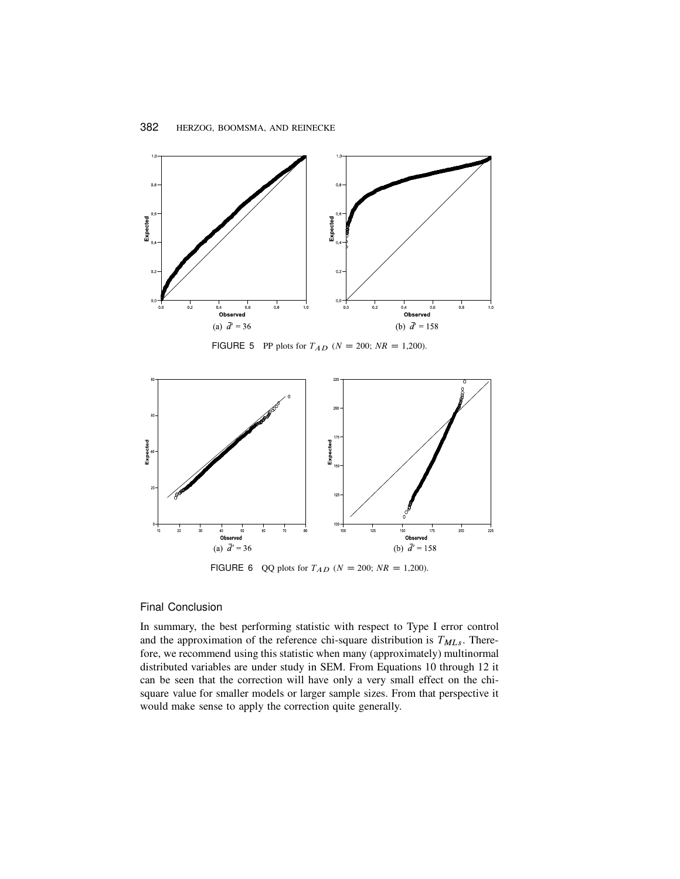Expected

Observed

(a) $\bar{d}' = 36$

Expected

Observed

(b) $\bar{d}' = 158$

FIGURE 5 PP plots for $T_{AD}$ ($N = 200$; $NR = 1{,}200$).

Expected

Observed

(a) $\bar{d}' = 36$

Expected

Observed

(b) $\bar{d}' = 158$

FIGURE 6 QQ plots for $T_{AD}$ ($N = 200$; $NR = 1{,}200$).

## Final Conclusion

In summary, the best performing statistic with respect to Type I error control and the approximation of the reference chi-square distribution is $T_{MLs}$. Therefore, we recommend using this statistic when many (approximately) multinormal distributed variables are under study in SEM. From Equations 10 through 12 it can be seen that the correction will have only a very small effect on the chi-square value for smaller models or larger sample sizes. From that perspective it would make sense to apply the correction quite generally.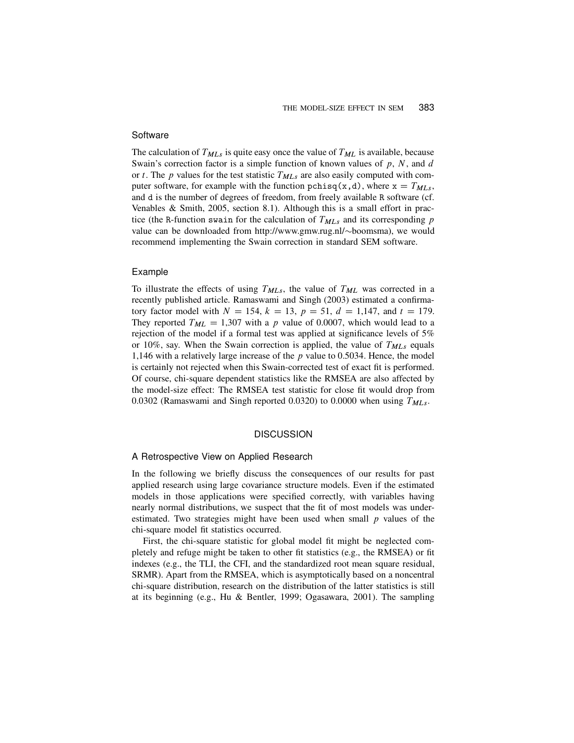## Software

The calculation of $T_{MLs}$ is quite easy once the value of $T_{ML}$ is available, because Swain's correction factor is a simple function of known values of $p$, $N$, and $d$ or $t$. The $p$ values for the test statistic $T_{MLs}$ are also easily computed with computer software, for example with the function `pchisq(x,d)`, where `x` $= T_{MLs}$, and `d` is the number of degrees of freedom, from freely available `R` software (cf. Venables & Smith, 2005, section 8.1). Although this is a small effort in practice (the `R`-function `swain` for the calculation of $T_{MLs}$ and its corresponding $p$ value can be downloaded from http://www.gmw.rug.nl/∼boomsma), we would recommend implementing the Swain correction in standard SEM software.

## Example

To illustrate the effects of using $T_{MLs}$, the value of $T_{ML}$ was corrected in a recently published article. Ramaswami and Singh (2003) estimated a confirmatory factor model with $N = 154$, $k = 13$, $p = 51$, $d = 1{,}147$, and $t = 179$. They reported $T_{ML} = 1{,}307$ with a $p$ value of 0.0007, which would lead to a rejection of the model if a formal test was applied at significance levels of 5% or 10%, say. When the Swain correction is applied, the value of $T_{MLs}$ equals 1,146 with a relatively large increase of the $p$ value to 0.5034. Hence, the model is certainly not rejected when this Swain-corrected test of exact fit is performed. Of course, chi-square dependent statistics like the RMSEA are also affected by the model-size effect: The RMSEA test statistic for close fit would drop from 0.0302 (Ramaswami and Singh reported 0.0320) to 0.0000 when using $T_{MLs}$.

# DISCUSSION

## A Retrospective View on Applied Research

In the following we briefly discuss the consequences of our results for past applied research using large covariance structure models. Even if the estimated models in those applications were specified correctly, with variables having nearly normal distributions, we suspect that the fit of most models was underestimated. Two strategies might have been used when small $p$ values of the chi-square model fit statistics occurred.

First, the chi-square statistic for global model fit might be neglected completely and refuge might be taken to other fit statistics (e.g., the RMSEA) or fit indexes (e.g., the TLI, the CFI, and the standardized root mean square residual, SRMR). Apart from the RMSEA, which is asymptotically based on a noncentral chi-square distribution, research on the distribution of the latter statistics is still at its beginning (e.g., Hu & Bentler, 1999; Ogasawara, 2001). The sampling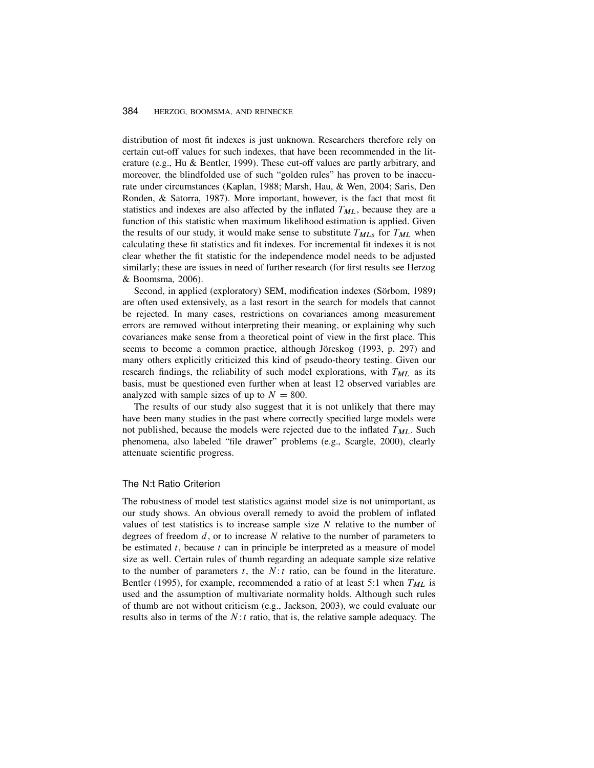distribution of most fit indexes is just unknown. Researchers therefore rely on certain cut-off values for such indexes, that have been recommended in the literature (e.g., Hu & Bentler, 1999). These cut-off values are partly arbitrary, and moreover, the blindfolded use of such "golden rules" has proven to be inaccurate under circumstances (Kaplan, 1988; Marsh, Hau, & Wen, 2004; Saris, Den Ronden, & Satorra, 1987). More important, however, is the fact that most fit statistics and indexes are also affected by the inflated $T_{ML}$, because they are a function of this statistic when maximum likelihood estimation is applied. Given the results of our study, it would make sense to substitute $T_{MLs}$ for $T_{ML}$ when calculating these fit statistics and fit indexes. For incremental fit indexes it is not clear whether the fit statistic for the independence model needs to be adjusted similarly; these are issues in need of further research (for first results see Herzog & Boomsma, 2006).

Second, in applied (exploratory) SEM, modification indexes (Sörbom, 1989) are often used extensively, as a last resort in the search for models that cannot be rejected. In many cases, restrictions on covariances among measurement errors are removed without interpreting their meaning, or explaining why such covariances make sense from a theoretical point of view in the first place. This seems to become a common practice, although Jöreskog (1993, p. 297) and many others explicitly criticized this kind of pseudo-theory testing. Given our research findings, the reliability of such model explorations, with $T_{ML}$ as its basis, must be questioned even further when at least 12 observed variables are analyzed with sample sizes of up to $N = 800$.

The results of our study also suggest that it is not unlikely that there may have been many studies in the past where correctly specified large models were not published, because the models were rejected due to the inflated $T_{ML}$. Such phenomena, also labeled "file drawer" problems (e.g., Scargle, 2000), clearly attenuate scientific progress.

## The N:t Ratio Criterion

The robustness of model test statistics against model size is not unimportant, as our study shows. An obvious overall remedy to avoid the problem of inflated values of test statistics is to increase sample size $N$ relative to the number of degrees of freedom $d$, or to increase $N$ relative to the number of parameters to be estimated $t$, because $t$ can in principle be interpreted as a measure of model size as well. Certain rules of thumb regarding an adequate sample size relative to the number of parameters $t$, the $N : t$ ratio, can be found in the literature. Bentler (1995), for example, recommended a ratio of at least 5:1 when $T_{ML}$ is used and the assumption of multivariate normality holds. Although such rules of thumb are not without criticism (e.g., Jackson, 2003), we could evaluate our results also in terms of the $N : t$ ratio, that is, the relative sample adequacy. The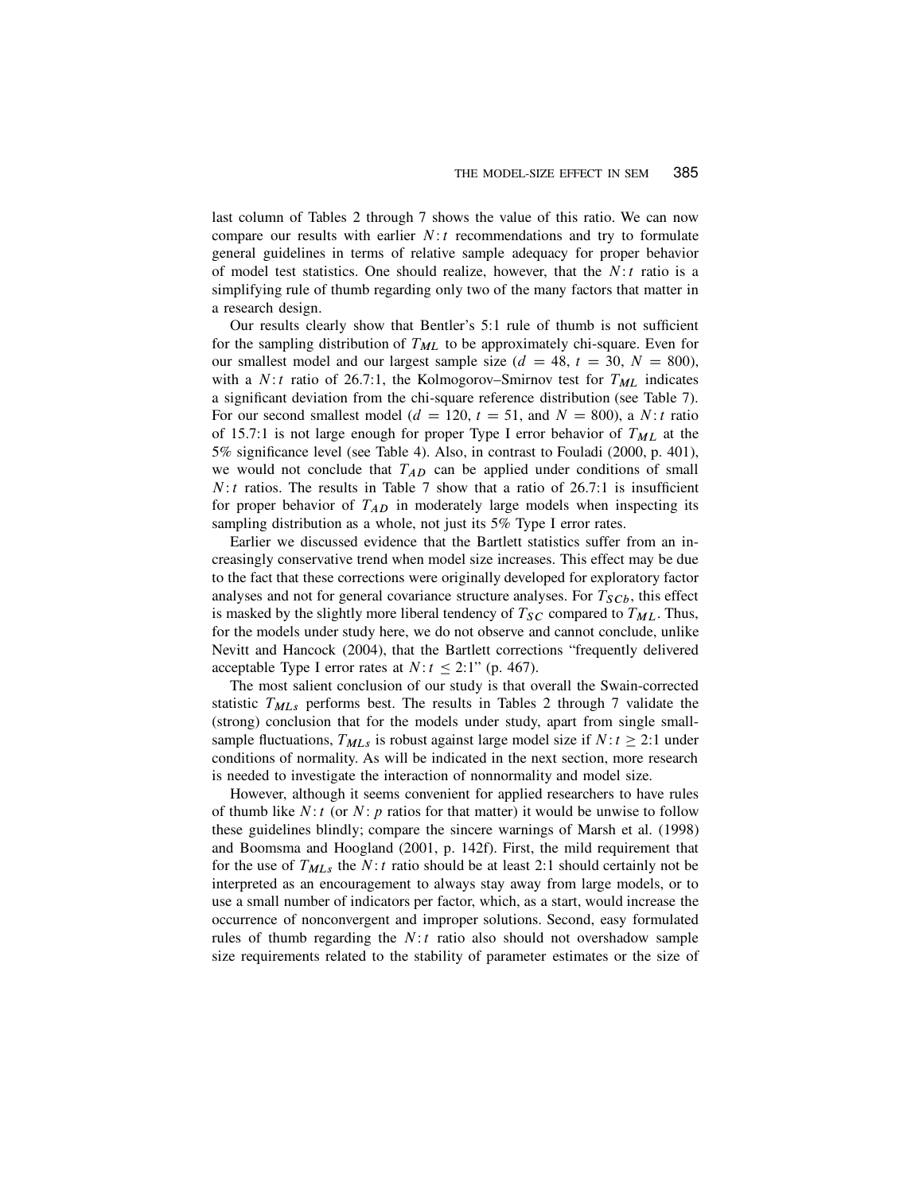last column of Tables 2 through 7 shows the value of this ratio. We can now compare our results with earlier $N{:}t$ recommendations and try to formulate general guidelines in terms of relative sample adequacy for proper behavior of model test statistics. One should realize, however, that the $N{:}t$ ratio is a simplifying rule of thumb regarding only two of the many factors that matter in a research design.

Our results clearly show that Bentler's 5:1 rule of thumb is not sufficient for the sampling distribution of $T_{ML}$ to be approximately chi-square. Even for our smallest model and our largest sample size ($d = 48$, $t = 30$, $N = 800$), with a $N{:}t$ ratio of 26.7:1, the Kolmogorov–Smirnov test for $T_{ML}$ indicates a significant deviation from the chi-square reference distribution (see Table 7). For our second smallest model ($d = 120$, $t = 51$, and $N = 800$), a $N{:}t$ ratio of 15.7:1 is not large enough for proper Type I error behavior of $T_{ML}$ at the 5% significance level (see Table 4). Also, in contrast to Fouladi (2000, p. 401), we would not conclude that $T_{AD}$ can be applied under conditions of small $N{:}t$ ratios. The results in Table 7 show that a ratio of 26.7:1 is insufficient for proper behavior of $T_{AD}$ in moderately large models when inspecting its sampling distribution as a whole, not just its 5% Type I error rates.

Earlier we discussed evidence that the Bartlett statistics suffer from an increasingly conservative trend when model size increases. This effect may be due to the fact that these corrections were originally developed for exploratory factor analyses and not for general covariance structure analyses. For $T_{SCb}$, this effect is masked by the slightly more liberal tendency of $T_{SC}$ compared to $T_{ML}$. Thus, for the models under study here, we do not observe and cannot conclude, unlike Nevitt and Hancock (2004), that the Bartlett corrections "frequently delivered acceptable Type I error rates at $N{:}t \leq 2{:}1$" (p. 467).

The most salient conclusion of our study is that overall the Swain-corrected statistic $T_{MLs}$ performs best. The results in Tables 2 through 7 validate the (strong) conclusion that for the models under study, apart from single small-sample fluctuations, $T_{MLs}$ is robust against large model size if $N{:}t \geq 2{:}1$ under conditions of normality. As will be indicated in the next section, more research is needed to investigate the interaction of nonnormality and model size.

However, although it seems convenient for applied researchers to have rules of thumb like $N{:}t$ (or $N{:}p$ ratios for that matter) it would be unwise to follow these guidelines blindly; compare the sincere warnings of Marsh et al. (1998) and Boomsma and Hoogland (2001, p. 142f). First, the mild requirement that for the use of $T_{MLs}$ the $N{:}t$ ratio should be at least 2:1 should certainly not be interpreted as an encouragement to always stay away from large models, or to use a small number of indicators per factor, which, as a start, would increase the occurrence of nonconvergent and improper solutions. Second, easy formulated rules of thumb regarding the $N{:}t$ ratio also should not overshadow sample size requirements related to the stability of parameter estimates or the size of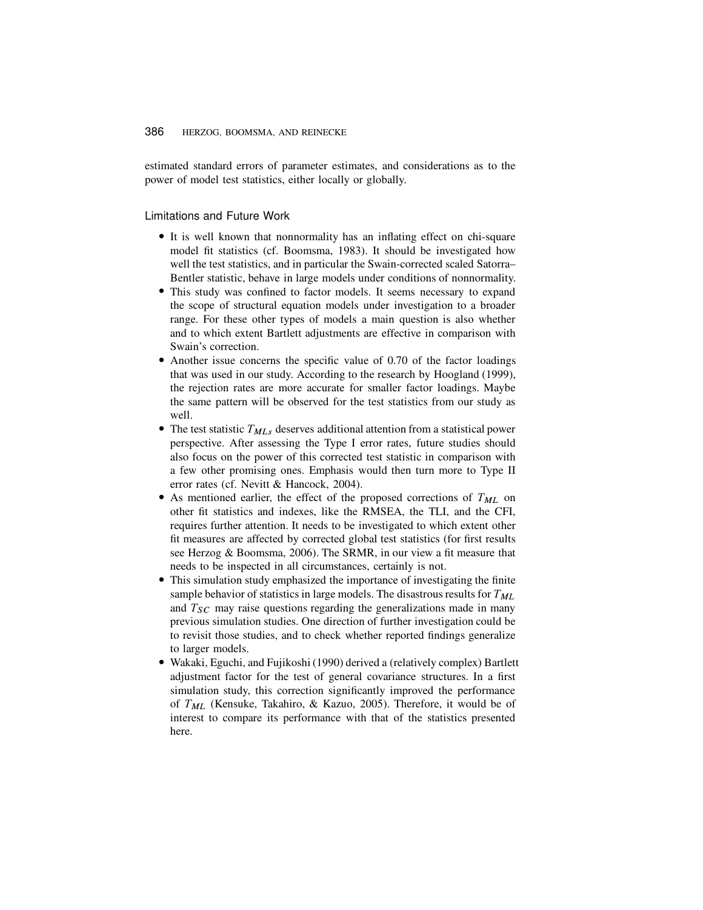estimated standard errors of parameter estimates, and considerations as to the power of model test statistics, either locally or globally.

### Limitations and Future Work

- It is well known that nonnormality has an inflating effect on chi-square model fit statistics (cf. Boomsma, 1983). It should be investigated how well the test statistics, and in particular the Swain-corrected scaled Satorra–Bentler statistic, behave in large models under conditions of nonnormality.
- This study was confined to factor models. It seems necessary to expand the scope of structural equation models under investigation to a broader range. For these other types of models a main question is also whether and to which extent Bartlett adjustments are effective in comparison with Swain's correction.
- Another issue concerns the specific value of 0.70 of the factor loadings that was used in our study. According to the research by Hoogland (1999), the rejection rates are more accurate for smaller factor loadings. Maybe the same pattern will be observed for the test statistics from our study as well.
- The test statistic $T_{MLs}$ deserves additional attention from a statistical power perspective. After assessing the Type I error rates, future studies should also focus on the power of this corrected test statistic in comparison with a few other promising ones. Emphasis would then turn more to Type II error rates (cf. Nevitt & Hancock, 2004).
- As mentioned earlier, the effect of the proposed corrections of $T_{ML}$ on other fit statistics and indexes, like the RMSEA, the TLI, and the CFI, requires further attention. It needs to be investigated to which extent other fit measures are affected by corrected global test statistics (for first results see Herzog & Boomsma, 2006). The SRMR, in our view a fit measure that needs to be inspected in all circumstances, certainly is not.
- This simulation study emphasized the importance of investigating the finite sample behavior of statistics in large models. The disastrous results for $T_{ML}$ and $T_{SC}$ may raise questions regarding the generalizations made in many previous simulation studies. One direction of further investigation could be to revisit those studies, and to check whether reported findings generalize to larger models.
- Wakaki, Eguchi, and Fujikoshi (1990) derived a (relatively complex) Bartlett adjustment factor for the test of general covariance structures. In a first simulation study, this correction significantly improved the performance of $T_{ML}$ (Kensuke, Takahiro, & Kazuo, 2005). Therefore, it would be of interest to compare its performance with that of the statistics presented here.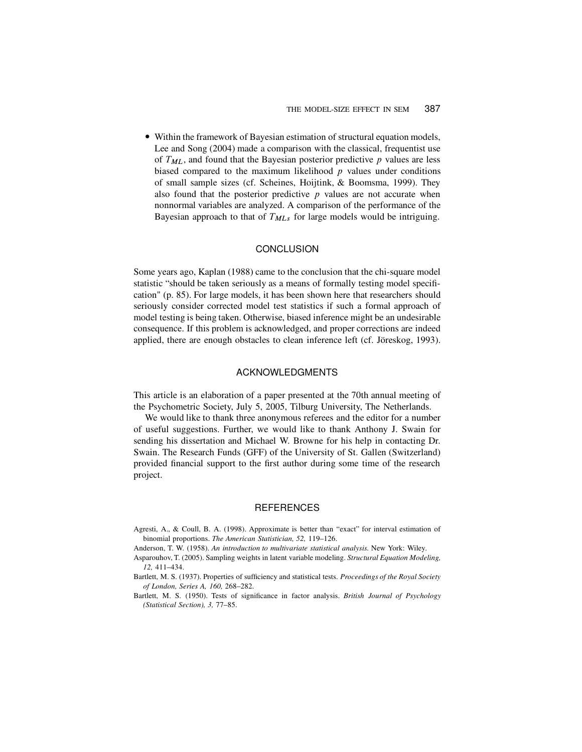- Within the framework of Bayesian estimation of structural equation models, Lee and Song (2004) made a comparison with the classical, frequentist use of $T_{ML}$, and found that the Bayesian posterior predictive $p$ values are less biased compared to the maximum likelihood $p$ values under conditions of small sample sizes (cf. Scheines, Hoijtink, & Boomsma, 1999). They also found that the posterior predictive $p$ values are not accurate when nonnormal variables are analyzed. A comparison of the performance of the Bayesian approach to that of $T_{MLs}$ for large models would be intriguing.

## CONCLUSION

Some years ago, Kaplan (1988) came to the conclusion that the chi-square model statistic "should be taken seriously as a means of formally testing model specification" (p. 85). For large models, it has been shown here that researchers should seriously consider corrected model test statistics if such a formal approach of model testing is being taken. Otherwise, biased inference might be an undesirable consequence. If this problem is acknowledged, and proper corrections are indeed applied, there are enough obstacles to clean inference left (cf. Jöreskog, 1993).

## ACKNOWLEDGMENTS

This article is an elaboration of a paper presented at the 70th annual meeting of the Psychometric Society, July 5, 2005, Tilburg University, The Netherlands.

We would like to thank three anonymous referees and the editor for a number of useful suggestions. Further, we would like to thank Anthony J. Swain for sending his dissertation and Michael W. Browne for his help in contacting Dr. Swain. The Research Funds (GFF) of the University of St. Gallen (Switzerland) provided financial support to the first author during some time of the research project.

## REFERENCES

Agresti, A., & Coull, B. A. (1998). Approximate is better than "exact" for interval estimation of binomial proportions. *The American Statistician, 52,* 119–126.

Anderson, T. W. (1958). *An introduction to multivariate statistical analysis.* New York: Wiley.

Asparouhov, T. (2005). Sampling weights in latent variable modeling. *Structural Equation Modeling, 12,* 411–434.

Bartlett, M. S. (1937). Properties of sufficiency and statistical tests. *Proceedings of the Royal Society of London, Series A, 160,* 268–282.

Bartlett, M. S. (1950). Tests of significance in factor analysis. *British Journal of Psychology (Statistical Section), 3,* 77–85.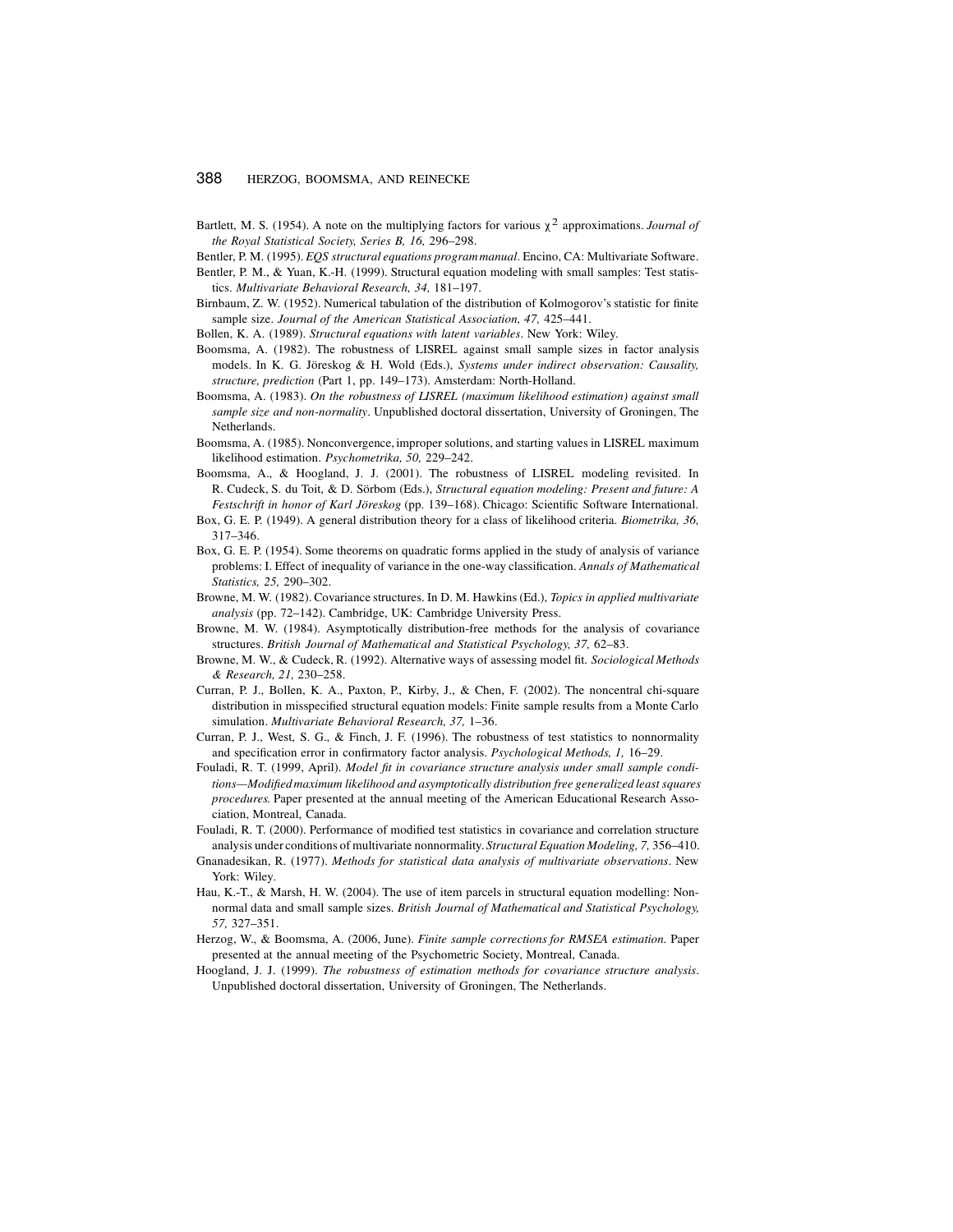Bartlett, M. S. (1954). A note on the multiplying factors for various $\chi^2$ approximations. *Journal of the Royal Statistical Society, Series B, 16,* 296–298.

Bentler, P. M. (1995). *EQS structural equations program manual*. Encino, CA: Multivariate Software.

Bentler, P. M., & Yuan, K.-H. (1999). Structural equation modeling with small samples: Test statistics. *Multivariate Behavioral Research, 34,* 181–197.

Birnbaum, Z. W. (1952). Numerical tabulation of the distribution of Kolmogorov's statistic for finite sample size. *Journal of the American Statistical Association, 47,* 425–441.

Bollen, K. A. (1989). *Structural equations with latent variables*. New York: Wiley.

Boomsma, A. (1982). The robustness of LISREL against small sample sizes in factor analysis models. In K. G. Jöreskog & H. Wold (Eds.), *Systems under indirect observation: Causality, structure, prediction* (Part 1, pp. 149–173). Amsterdam: North-Holland.

Boomsma, A. (1983). *On the robustness of LISREL (maximum likelihood estimation) against small sample size and non-normality*. Unpublished doctoral dissertation, University of Groningen, The Netherlands.

Boomsma, A. (1985). Nonconvergence, improper solutions, and starting values in LISREL maximum likelihood estimation. *Psychometrika, 50,* 229–242.

Boomsma, A., & Hoogland, J. J. (2001). The robustness of LISREL modeling revisited. In R. Cudeck, S. du Toit, & D. Sörbom (Eds.), *Structural equation modeling: Present and future: A Festschrift in honor of Karl Jöreskog* (pp. 139–168). Chicago: Scientific Software International.

Box, G. E. P. (1949). A general distribution theory for a class of likelihood criteria. *Biometrika, 36,* 317–346.

Box, G. E. P. (1954). Some theorems on quadratic forms applied in the study of analysis of variance problems: I. Effect of inequality of variance in the one-way classification. *Annals of Mathematical Statistics, 25,* 290–302.

Browne, M. W. (1982). Covariance structures. In D. M. Hawkins (Ed.), *Topics in applied multivariate analysis* (pp. 72–142). Cambridge, UK: Cambridge University Press.

Browne, M. W. (1984). Asymptotically distribution-free methods for the analysis of covariance structures. *British Journal of Mathematical and Statistical Psychology, 37,* 62–83.

Browne, M. W., & Cudeck, R. (1992). Alternative ways of assessing model fit. *Sociological Methods & Research, 21,* 230–258.

Curran, P. J., Bollen, K. A., Paxton, P., Kirby, J., & Chen, F. (2002). The noncentral chi-square distribution in misspecified structural equation models: Finite sample results from a Monte Carlo simulation. *Multivariate Behavioral Research, 37,* 1–36.

Curran, P. J., West, S. G., & Finch, J. F. (1996). The robustness of test statistics to nonnormality and specification error in confirmatory factor analysis. *Psychological Methods, 1,* 16–29.

Fouladi, R. T. (1999, April). *Model fit in covariance structure analysis under small sample conditions—Modified maximum likelihood and asymptotically distribution free generalized least squares procedures.* Paper presented at the annual meeting of the American Educational Research Association, Montreal, Canada.

Fouladi, R. T. (2000). Performance of modified test statistics in covariance and correlation structure analysis under conditions of multivariate nonnormality. *Structural Equation Modeling, 7,* 356–410.

Gnanadesikan, R. (1977). *Methods for statistical data analysis of multivariate observations*. New York: Wiley.

Hau, K.-T., & Marsh, H. W. (2004). The use of item parcels in structural equation modelling: Nonnormal data and small sample sizes. *British Journal of Mathematical and Statistical Psychology, 57,* 327–351.

Herzog, W., & Boomsma, A. (2006, June). *Finite sample corrections for RMSEA estimation.* Paper presented at the annual meeting of the Psychometric Society, Montreal, Canada.

Hoogland, J. J. (1999). *The robustness of estimation methods for covariance structure analysis*. Unpublished doctoral dissertation, University of Groningen, The Netherlands.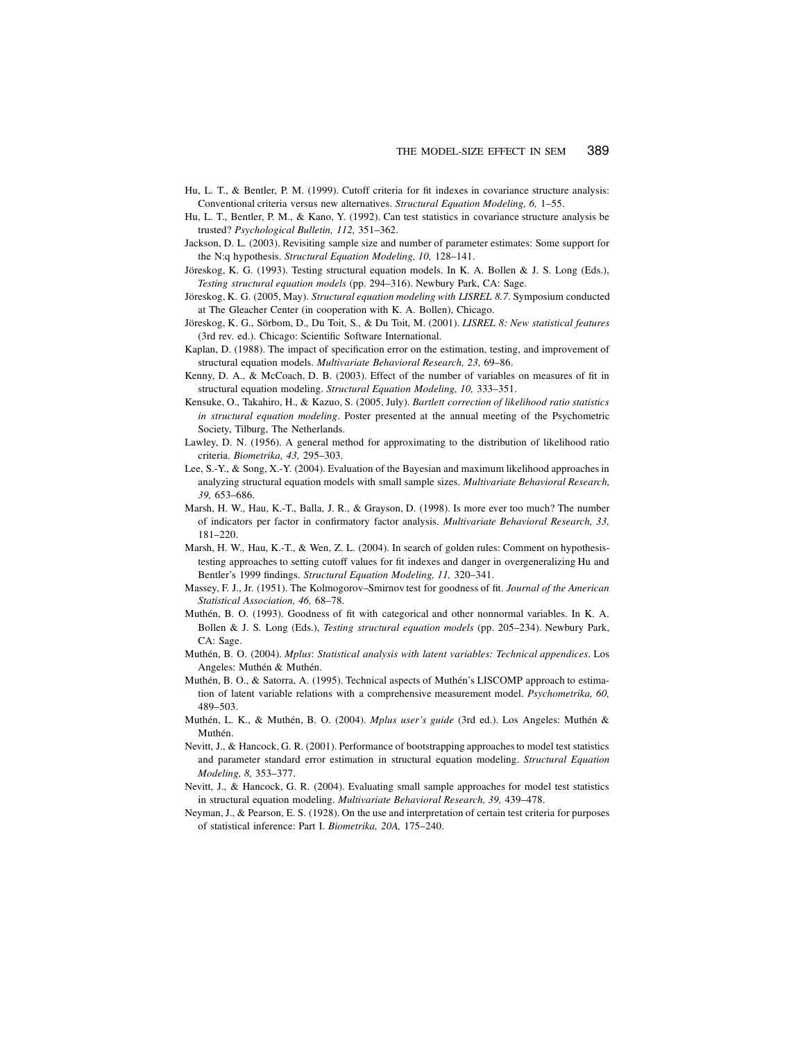Hu, L. T., & Bentler, P. M. (1999). Cutoff criteria for fit indexes in covariance structure analysis: Conventional criteria versus new alternatives. *Structural Equation Modeling, 6,* 1–55.

Hu, L. T., Bentler, P. M., & Kano, Y. (1992). Can test statistics in covariance structure analysis be trusted? *Psychological Bulletin, 112,* 351–362.

Jackson, D. L. (2003). Revisiting sample size and number of parameter estimates: Some support for the N:q hypothesis. *Structural Equation Modeling, 10,* 128–141.

Jöreskog, K. G. (1993). Testing structural equation models. In K. A. Bollen & J. S. Long (Eds.), *Testing structural equation models* (pp. 294–316). Newbury Park, CA: Sage.

Jöreskog, K. G. (2005, May). *Structural equation modeling with LISREL 8.7*. Symposium conducted at The Gleacher Center (in cooperation with K. A. Bollen), Chicago.

Jöreskog, K. G., Sörbom, D., Du Toit, S., & Du Toit, M. (2001). *LISREL 8: New statistical features* (3rd rev. ed.). Chicago: Scientific Software International.

Kaplan, D. (1988). The impact of specification error on the estimation, testing, and improvement of structural equation models. *Multivariate Behavioral Research, 23,* 69–86.

Kenny, D. A., & McCoach, D. B. (2003). Effect of the number of variables on measures of fit in structural equation modeling. *Structural Equation Modeling, 10,* 333–351.

Kensuke, O., Takahiro, H., & Kazuo, S. (2005, July). *Bartlett correction of likelihood ratio statistics in structural equation modeling*. Poster presented at the annual meeting of the Psychometric Society, Tilburg, The Netherlands.

Lawley, D. N. (1956). A general method for approximating to the distribution of likelihood ratio criteria. *Biometrika, 43,* 295–303.

Lee, S.-Y., & Song, X.-Y. (2004). Evaluation of the Bayesian and maximum likelihood approaches in analyzing structural equation models with small sample sizes. *Multivariate Behavioral Research, 39,* 653–686.

Marsh, H. W., Hau, K.-T., Balla, J. R., & Grayson, D. (1998). Is more ever too much? The number of indicators per factor in confirmatory factor analysis. *Multivariate Behavioral Research, 33,* 181–220.

Marsh, H. W., Hau, K.-T., & Wen, Z. L. (2004). In search of golden rules: Comment on hypothesis-testing approaches to setting cutoff values for fit indexes and danger in overgeneralizing Hu and Bentler's 1999 findings. *Structural Equation Modeling, 11,* 320–341.

Massey, F. J., Jr. (1951). The Kolmogorov–Smirnov test for goodness of fit. *Journal of the American Statistical Association, 46,* 68–78.

Muthén, B. O. (1993). Goodness of fit with categorical and other nonnormal variables. In K. A. Bollen & J. S. Long (Eds.), *Testing structural equation models* (pp. 205–234). Newbury Park, CA: Sage.

Muthén, B. O. (2004). *Mplus*: *Statistical analysis with latent variables: Technical appendices*. Los Angeles: Muthén & Muthén.

Muthén, B. O., & Satorra, A. (1995). Technical aspects of Muthén's LISCOMP approach to estimation of latent variable relations with a comprehensive measurement model. *Psychometrika, 60,* 489–503.

Muthén, L. K., & Muthén, B. O. (2004). *Mplus user's guide* (3rd ed.). Los Angeles: Muthén & Muthén.

Nevitt, J., & Hancock, G. R. (2001). Performance of bootstrapping approaches to model test statistics and parameter standard error estimation in structural equation modeling. *Structural Equation Modeling, 8,* 353–377.

Nevitt, J., & Hancock, G. R. (2004). Evaluating small sample approaches for model test statistics in structural equation modeling. *Multivariate Behavioral Research, 39,* 439–478.

Neyman, J., & Pearson, E. S. (1928). On the use and interpretation of certain test criteria for purposes of statistical inference: Part I. *Biometrika, 20A,* 175–240.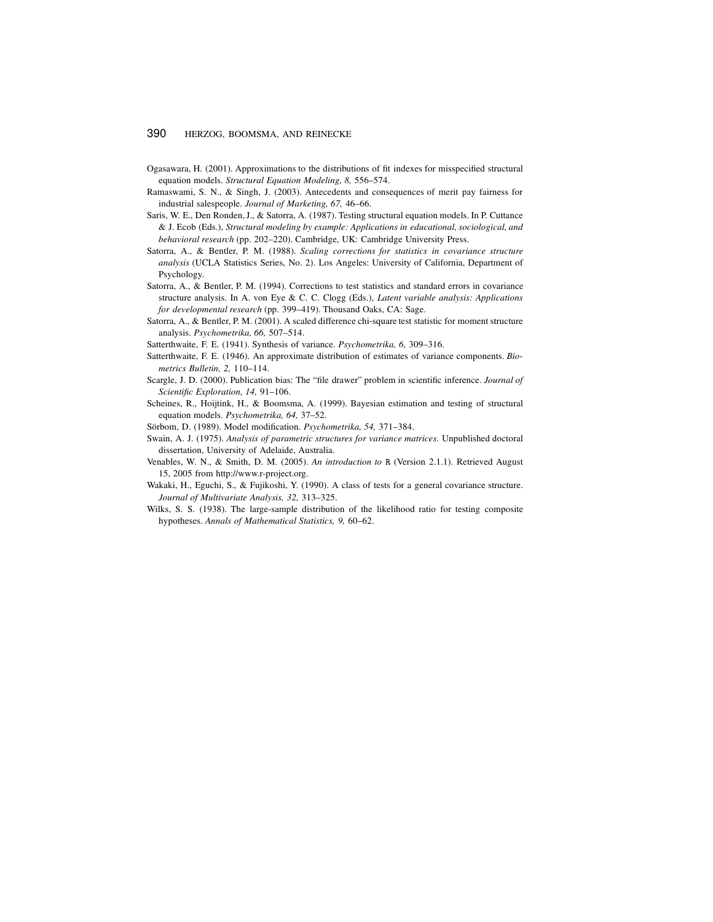Ogasawara, H. (2001). Approximations to the distributions of fit indexes for misspecified structural equation models. *Structural Equation Modeling, 8,* 556–574.

Ramaswami, S. N., & Singh, J. (2003). Antecedents and consequences of merit pay fairness for industrial salespeople. *Journal of Marketing, 67,* 46–66.

Saris, W. E., Den Ronden, J., & Satorra, A. (1987). Testing structural equation models. In P. Cuttance & J. Ecob (Eds.), *Structural modeling by example: Applications in educational, sociological, and behavioral research* (pp. 202–220). Cambridge, UK: Cambridge University Press.

Satorra, A., & Bentler, P. M. (1988). *Scaling corrections for statistics in covariance structure analysis* (UCLA Statistics Series, No. 2). Los Angeles: University of California, Department of Psychology.

Satorra, A., & Bentler, P. M. (1994). Corrections to test statistics and standard errors in covariance structure analysis. In A. von Eye & C. C. Clogg (Eds.), *Latent variable analysis: Applications for developmental research* (pp. 399–419). Thousand Oaks, CA: Sage.

Satorra, A., & Bentler, P. M. (2001). A scaled difference chi-square test statistic for moment structure analysis. *Psychometrika, 66,* 507–514.

Satterthwaite, F. E. (1941). Synthesis of variance. *Psychometrika, 6,* 309–316.

Satterthwaite, F. E. (1946). An approximate distribution of estimates of variance components. *Biometrics Bulletin, 2,* 110–114.

Scargle, J. D. (2000). Publication bias: The "file drawer" problem in scientific inference. *Journal of Scientific Exploration, 14,* 91–106.

Scheines, R., Hoijtink, H., & Boomsma, A. (1999). Bayesian estimation and testing of structural equation models. *Psychometrika, 64,* 37–52.

Sörbom, D. (1989). Model modification. *Psychometrika, 54,* 371–384.

Swain, A. J. (1975). *Analysis of parametric structures for variance matrices*. Unpublished doctoral dissertation, University of Adelaide, Australia.

Venables, W. N., & Smith, D. M. (2005). *An introduction to* R (Version 2.1.1). Retrieved August 15, 2005 from http://www.r-project.org.

Wakaki, H., Eguchi, S., & Fujikoshi, Y. (1990). A class of tests for a general covariance structure. *Journal of Multivariate Analysis, 32,* 313–325.

Wilks, S. S. (1938). The large-sample distribution of the likelihood ratio for testing composite hypotheses. *Annals of Mathematical Statistics, 9,* 60–62.